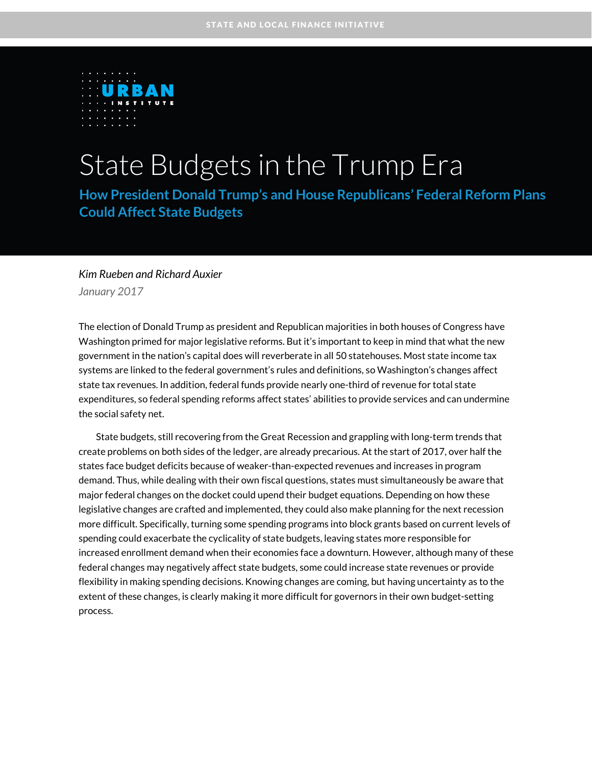STATE AND LOCAL FINANCE INITIATIVE

URBAN INSTITUTE

# State Budgets in the Trump Era

## How President Donald Trump's and House Republicans' Federal Reform Plans Could Affect State Budgets

*Kim Rueben and Richard Auxier*

*January 2017*

The election of Donald Trump as president and Republican majorities in both houses of Congress have Washington primed for major legislative reforms. But it's important to keep in mind that what the new government in the nation's capital does will reverberate in all 50 statehouses. Most state income tax systems are linked to the federal government's rules and definitions, so Washington's changes affect state tax revenues. In addition, federal funds provide nearly one-third of revenue for total state expenditures, so federal spending reforms affect states' abilities to provide services and can undermine the social safety net.

State budgets, still recovering from the Great Recession and grappling with long-term trends that create problems on both sides of the ledger, are already precarious. At the start of 2017, over half the states face budget deficits because of weaker-than-expected revenues and increases in program demand. Thus, while dealing with their own fiscal questions, states must simultaneously be aware that major federal changes on the docket could upend their budget equations. Depending on how these legislative changes are crafted and implemented, they could also make planning for the next recession more difficult. Specifically, turning some spending programs into block grants based on current levels of spending could exacerbate the cyclicality of state budgets, leaving states more responsible for increased enrollment demand when their economies face a downturn. However, although many of these federal changes may negatively affect state budgets, some could increase state revenues or provide flexibility in making spending decisions. Knowing changes are coming, but having uncertainty as to the extent of these changes, is clearly making it more difficult for governors in their own budget-setting process.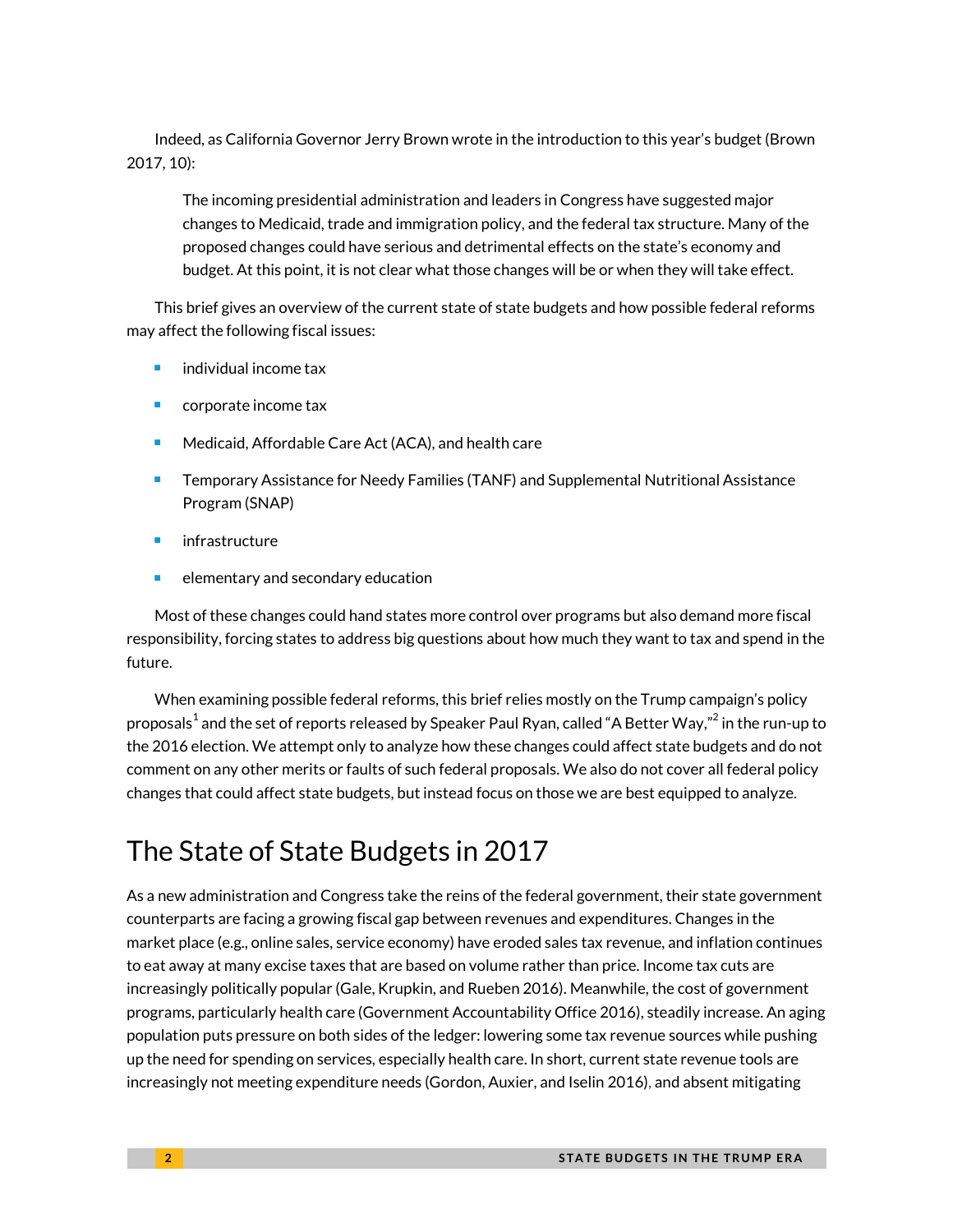Indeed, as California Governor Jerry Brown wrote in the introduction to this year's budget (Brown 2017, 10):

> The incoming presidential administration and leaders in Congress have suggested major changes to Medicaid, trade and immigration policy, and the federal tax structure. Many of the proposed changes could have serious and detrimental effects on the state's economy and budget. At this point, it is not clear what those changes will be or when they will take effect.

This brief gives an overview of the current state of state budgets and how possible federal reforms may affect the following fiscal issues:

- individual income tax
- corporate income tax
- Medicaid, Affordable Care Act (ACA), and health care
- Temporary Assistance for Needy Families (TANF) and Supplemental Nutritional Assistance Program (SNAP)
- infrastructure
- elementary and secondary education

Most of these changes could hand states more control over programs but also demand more fiscal responsibility, forcing states to address big questions about how much they want to tax and spend in the future.

When examining possible federal reforms, this brief relies mostly on the Trump campaign's policy proposals[1] and the set of reports released by Speaker Paul Ryan, called "A Better Way,"[2] in the run-up to the 2016 election. We attempt only to analyze how these changes could affect state budgets and do not comment on any other merits or faults of such federal proposals. We also do not cover all federal policy changes that could affect state budgets, but instead focus on those we are best equipped to analyze.

# The State of State Budgets in 2017

As a new administration and Congress take the reins of the federal government, their state government counterparts are facing a growing fiscal gap between revenues and expenditures. Changes in the market place (e.g., online sales, service economy) have eroded sales tax revenue, and inflation continues to eat away at many excise taxes that are based on volume rather than price. Income tax cuts are increasingly politically popular (Gale, Krupkin, and Rueben 2016). Meanwhile, the cost of government programs, particularly health care (Government Accountability Office 2016), steadily increase. An aging population puts pressure on both sides of the ledger: lowering some tax revenue sources while pushing up the need for spending on services, especially health care. In short, current state revenue tools are increasingly not meeting expenditure needs (Gordon, Auxier, and Iselin 2016), and absent mitigating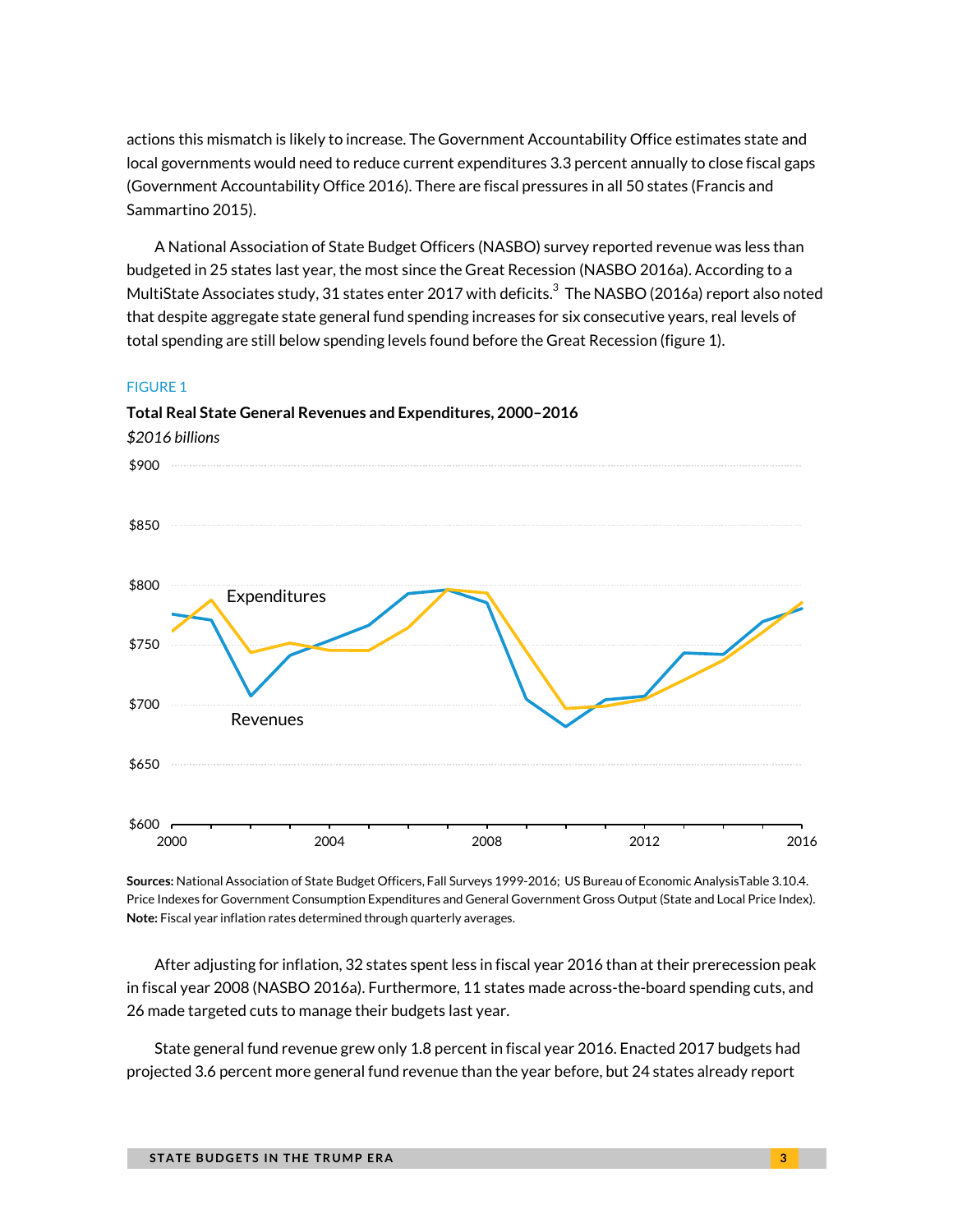actions this mismatch is likely to increase. The Government Accountability Office estimates state and local governments would need to reduce current expenditures 3.3 percent annually to close fiscal gaps (Government Accountability Office 2016). There are fiscal pressures in all 50 states (Francis and Sammartino 2015).

A National Association of State Budget Officers (NASBO) survey reported revenue was less than budgeted in 25 states last year, the most since the Great Recession (NASBO 2016a). According to a MultiState Associates study, 31 states enter 2017 with deficits.[3] The NASBO (2016a) report also noted that despite aggregate state general fund spending increases for six consecutive years, real levels of total spending are still below spending levels found before the Great Recession (figure 1).

FIGURE 1

**Total Real State General Revenues and Expenditures, 2000–2016**

*$2016 billions*

**Sources:** National Association of State Budget Officers, Fall Surveys 1999-2016; US Bureau of Economic AnalysisTable 3.10.4. Price Indexes for Government Consumption Expenditures and General Government Gross Output (State and Local Price Index).
**Note:** Fiscal year inflation rates determined through quarterly averages.

After adjusting for inflation, 32 states spent less in fiscal year 2016 than at their prerecession peak in fiscal year 2008 (NASBO 2016a). Furthermore, 11 states made across-the-board spending cuts, and 26 made targeted cuts to manage their budgets last year.

State general fund revenue grew only 1.8 percent in fiscal year 2016. Enacted 2017 budgets had projected 3.6 percent more general fund revenue than the year before, but 24 states already report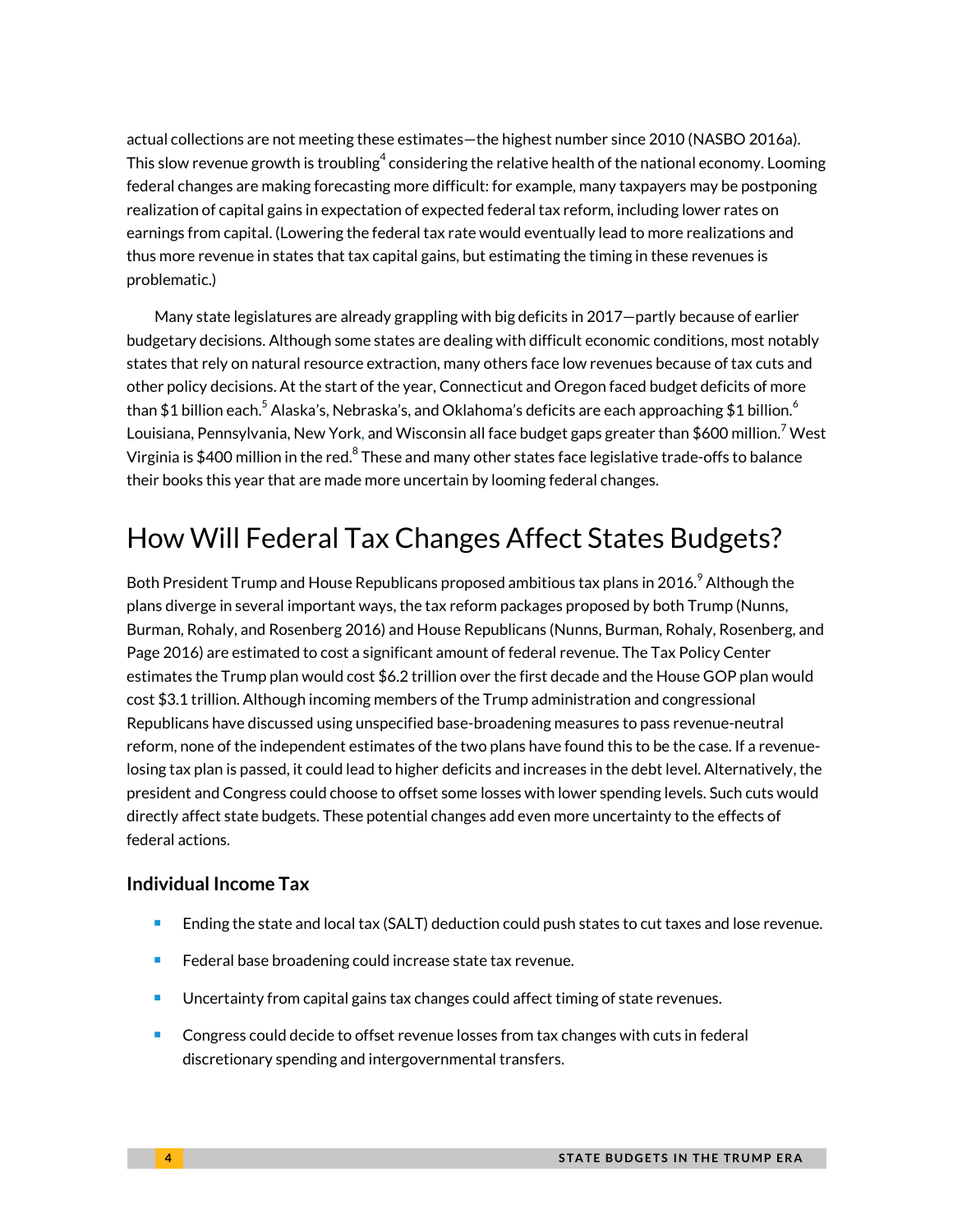actual collections are not meeting these estimates—the highest number since 2010 (NASBO 2016a). This slow revenue growth is troubling[4] considering the relative health of the national economy. Looming federal changes are making forecasting more difficult: for example, many taxpayers may be postponing realization of capital gains in expectation of expected federal tax reform, including lower rates on earnings from capital. (Lowering the federal tax rate would eventually lead to more realizations and thus more revenue in states that tax capital gains, but estimating the timing in these revenues is problematic.)

Many state legislatures are already grappling with big deficits in 2017—partly because of earlier budgetary decisions. Although some states are dealing with difficult economic conditions, most notably states that rely on natural resource extraction, many others face low revenues because of tax cuts and other policy decisions. At the start of the year, Connecticut and Oregon faced budget deficits of more than $1 billion each.[5] Alaska's, Nebraska's, and Oklahoma's deficits are each approaching $1 billion.[6] Louisiana, Pennsylvania, New York, and Wisconsin all face budget gaps greater than $600 million.[7] West Virginia is $400 million in the red.[8] These and many other states face legislative trade-offs to balance their books this year that are made more uncertain by looming federal changes.

## How Will Federal Tax Changes Affect States Budgets?

Both President Trump and House Republicans proposed ambitious tax plans in 2016.[9] Although the plans diverge in several important ways, the tax reform packages proposed by both Trump (Nunns, Burman, Rohaly, and Rosenberg 2016) and House Republicans (Nunns, Burman, Rohaly, Rosenberg, and Page 2016) are estimated to cost a significant amount of federal revenue. The Tax Policy Center estimates the Trump plan would cost $6.2 trillion over the first decade and the House GOP plan would cost $3.1 trillion. Although incoming members of the Trump administration and congressional Republicans have discussed using unspecified base-broadening measures to pass revenue-neutral reform, none of the independent estimates of the two plans have found this to be the case. If a revenue-losing tax plan is passed, it could lead to higher deficits and increases in the debt level. Alternatively, the president and Congress could choose to offset some losses with lower spending levels. Such cuts would directly affect state budgets. These potential changes add even more uncertainty to the effects of federal actions.

### Individual Income Tax

- Ending the state and local tax (SALT) deduction could push states to cut taxes and lose revenue.
- Federal base broadening could increase state tax revenue.
- Uncertainty from capital gains tax changes could affect timing of state revenues.
- Congress could decide to offset revenue losses from tax changes with cuts in federal discretionary spending and intergovernmental transfers.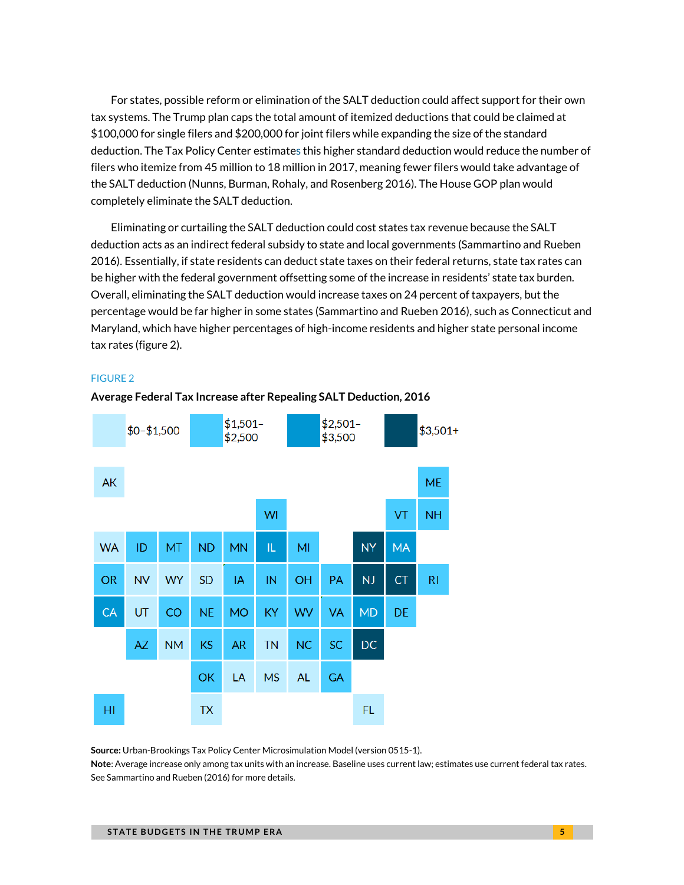For states, possible reform or elimination of the SALT deduction could affect support for their own tax systems. The Trump plan caps the total amount of itemized deductions that could be claimed at $100,000 for single filers and $200,000 for joint filers while expanding the size of the standard deduction. The Tax Policy Center estimates this higher standard deduction would reduce the number of filers who itemize from 45 million to 18 million in 2017, meaning fewer filers would take advantage of the SALT deduction (Nunns, Burman, Rohaly, and Rosenberg 2016). The House GOP plan would completely eliminate the SALT deduction.

Eliminating or curtailing the SALT deduction could cost states tax revenue because the SALT deduction acts as an indirect federal subsidy to state and local governments (Sammartino and Rueben 2016). Essentially, if state residents can deduct state taxes on their federal returns, state tax rates can be higher with the federal government offsetting some of the increase in residents' state tax burden. Overall, eliminating the SALT deduction would increase taxes on 24 percent of taxpayers, but the percentage would be far higher in some states (Sammartino and Rueben 2016), such as Connecticut and Maryland, which have higher percentages of high-income residents and higher state personal income tax rates (figure 2).

FIGURE 2

**Average Federal Tax Increase after Repealing SALT Deduction, 2016**

| Range | States |
|---|---|
| $0–$1,500 | AK, WA, NV, WY, SD, UT, CO, NM, TN, FL, TX, LA, MS, AL |
| $1,501–$2,500 | ME, WI, VT, NH, ID, MT, ND, MN, MI, RI, IA, IN, OH, PA, NE, MO, KY, WV, VA, DE, AZ, KS, AR, NC, SC, OK, GA, HI |
| $2,501–$3,500 | IL, MA, OR, CA, MD |
| $3,501+ | NY, NJ, CT, DC |

**Source:** Urban-Brookings Tax Policy Center Microsimulation Model (version 0515-1).
**Note**: Average increase only among tax units with an increase. Baseline uses current law; estimates use current federal tax rates. See Sammartino and Rueben (2016) for more details.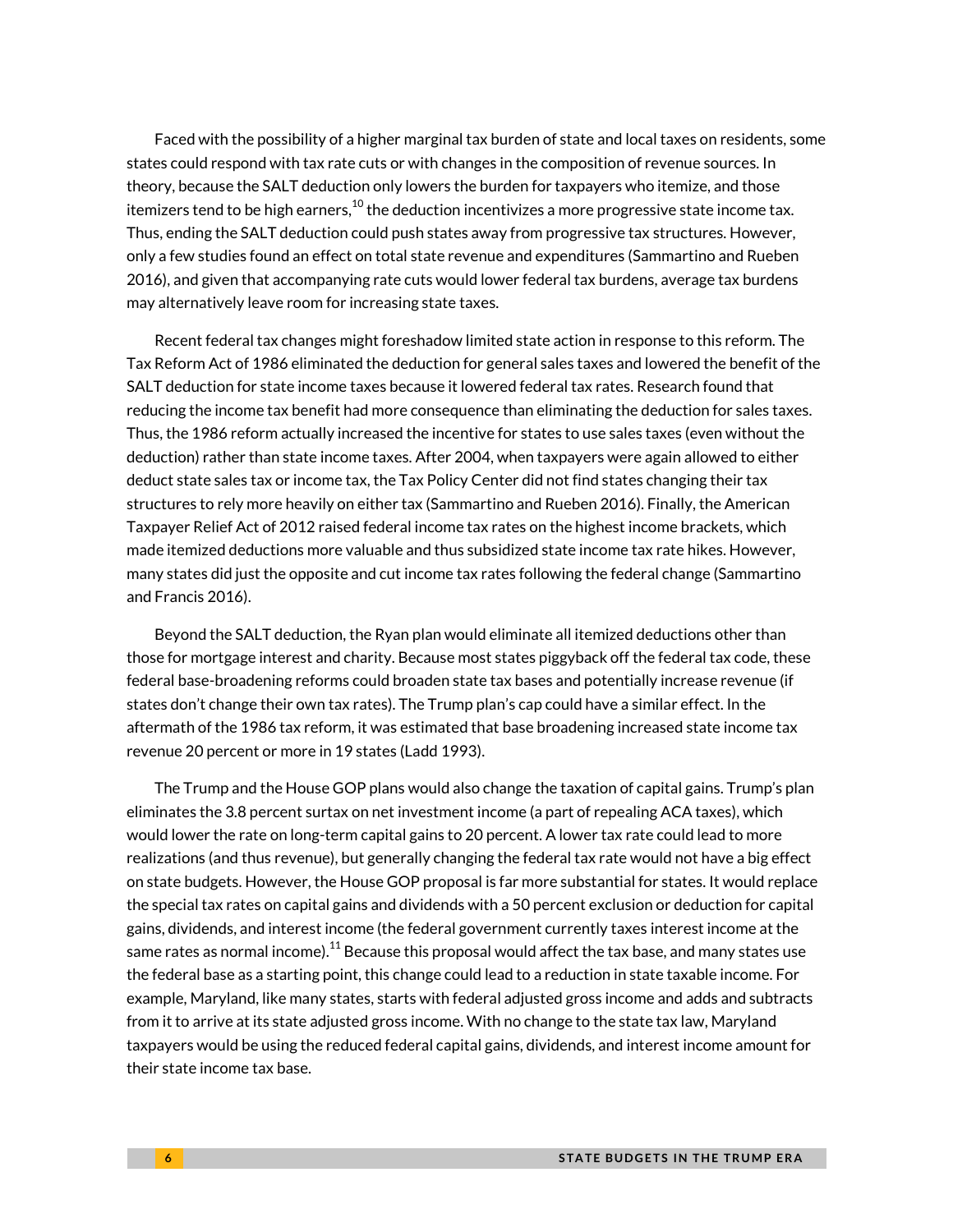Faced with the possibility of a higher marginal tax burden of state and local taxes on residents, some states could respond with tax rate cuts or with changes in the composition of revenue sources. In theory, because the SALT deduction only lowers the burden for taxpayers who itemize, and those itemizers tend to be high earners,[10] the deduction incentivizes a more progressive state income tax. Thus, ending the SALT deduction could push states away from progressive tax structures. However, only a few studies found an effect on total state revenue and expenditures (Sammartino and Rueben 2016), and given that accompanying rate cuts would lower federal tax burdens, average tax burdens may alternatively leave room for increasing state taxes.

Recent federal tax changes might foreshadow limited state action in response to this reform. The Tax Reform Act of 1986 eliminated the deduction for general sales taxes and lowered the benefit of the SALT deduction for state income taxes because it lowered federal tax rates. Research found that reducing the income tax benefit had more consequence than eliminating the deduction for sales taxes. Thus, the 1986 reform actually increased the incentive for states to use sales taxes (even without the deduction) rather than state income taxes. After 2004, when taxpayers were again allowed to either deduct state sales tax or income tax, the Tax Policy Center did not find states changing their tax structures to rely more heavily on either tax (Sammartino and Rueben 2016). Finally, the American Taxpayer Relief Act of 2012 raised federal income tax rates on the highest income brackets, which made itemized deductions more valuable and thus subsidized state income tax rate hikes. However, many states did just the opposite and cut income tax rates following the federal change (Sammartino and Francis 2016).

Beyond the SALT deduction, the Ryan plan would eliminate all itemized deductions other than those for mortgage interest and charity. Because most states piggyback off the federal tax code, these federal base-broadening reforms could broaden state tax bases and potentially increase revenue (if states don't change their own tax rates). The Trump plan's cap could have a similar effect. In the aftermath of the 1986 tax reform, it was estimated that base broadening increased state income tax revenue 20 percent or more in 19 states (Ladd 1993).

The Trump and the House GOP plans would also change the taxation of capital gains. Trump's plan eliminates the 3.8 percent surtax on net investment income (a part of repealing ACA taxes), which would lower the rate on long-term capital gains to 20 percent. A lower tax rate could lead to more realizations (and thus revenue), but generally changing the federal tax rate would not have a big effect on state budgets. However, the House GOP proposal is far more substantial for states. It would replace the special tax rates on capital gains and dividends with a 50 percent exclusion or deduction for capital gains, dividends, and interest income (the federal government currently taxes interest income at the same rates as normal income).[11] Because this proposal would affect the tax base, and many states use the federal base as a starting point, this change could lead to a reduction in state taxable income. For example, Maryland, like many states, starts with federal adjusted gross income and adds and subtracts from it to arrive at its state adjusted gross income. With no change to the state tax law, Maryland taxpayers would be using the reduced federal capital gains, dividends, and interest income amount for their state income tax base.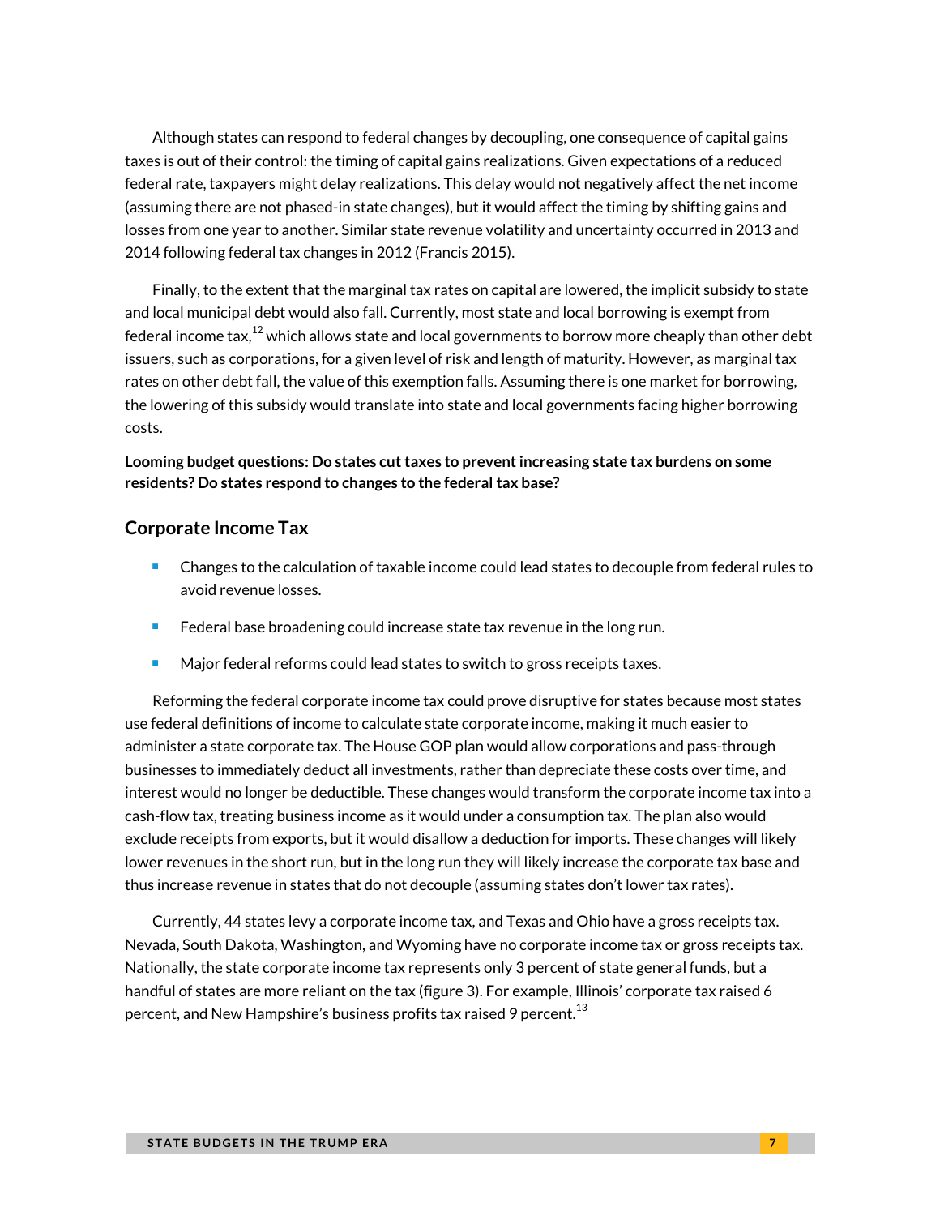Although states can respond to federal changes by decoupling, one consequence of capital gains taxes is out of their control: the timing of capital gains realizations. Given expectations of a reduced federal rate, taxpayers might delay realizations. This delay would not negatively affect the net income (assuming there are not phased-in state changes), but it would affect the timing by shifting gains and losses from one year to another. Similar state revenue volatility and uncertainty occurred in 2013 and 2014 following federal tax changes in 2012 (Francis 2015).

Finally, to the extent that the marginal tax rates on capital are lowered, the implicit subsidy to state and local municipal debt would also fall. Currently, most state and local borrowing is exempt from federal income tax,[12] which allows state and local governments to borrow more cheaply than other debt issuers, such as corporations, for a given level of risk and length of maturity. However, as marginal tax rates on other debt fall, the value of this exemption falls. Assuming there is one market for borrowing, the lowering of this subsidy would translate into state and local governments facing higher borrowing costs.

**Looming budget questions: Do states cut taxes to prevent increasing state tax burdens on some residents? Do states respond to changes to the federal tax base?**

## Corporate Income Tax

- Changes to the calculation of taxable income could lead states to decouple from federal rules to avoid revenue losses.
- Federal base broadening could increase state tax revenue in the long run.
- Major federal reforms could lead states to switch to gross receipts taxes.

Reforming the federal corporate income tax could prove disruptive for states because most states use federal definitions of income to calculate state corporate income, making it much easier to administer a state corporate tax. The House GOP plan would allow corporations and pass-through businesses to immediately deduct all investments, rather than depreciate these costs over time, and interest would no longer be deductible. These changes would transform the corporate income tax into a cash-flow tax, treating business income as it would under a consumption tax. The plan also would exclude receipts from exports, but it would disallow a deduction for imports. These changes will likely lower revenues in the short run, but in the long run they will likely increase the corporate tax base and thus increase revenue in states that do not decouple (assuming states don't lower tax rates).

Currently, 44 states levy a corporate income tax, and Texas and Ohio have a gross receipts tax. Nevada, South Dakota, Washington, and Wyoming have no corporate income tax or gross receipts tax. Nationally, the state corporate income tax represents only 3 percent of state general funds, but a handful of states are more reliant on the tax (figure 3). For example, Illinois' corporate tax raised 6 percent, and New Hampshire's business profits tax raised 9 percent.[13]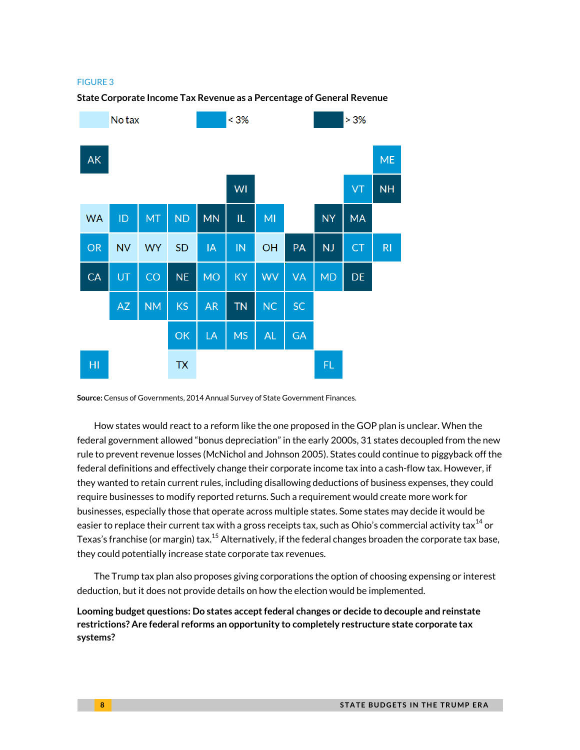FIGURE 3

**State Corporate Income Tax Revenue as a Percentage of General Revenue**

No tax | < 3% | > 3%

| | | | | | | | | | | |
|---|---|---|---|---|---|---|---|---|---|---|
| AK | | | | | | | | | | ME |
| | | | | | WI | | | | VT | NH |
| WA | ID | MT | ND | MN | IL | MI | | NY | MA | |
| OR | NV | WY | SD | IA | IN | OH | PA | NJ | CT | RI |
| CA | UT | CO | NE | MO | KY | WV | VA | MD | DE | |
| | AZ | NM | KS | AR | TN | NC | SC | | | |
| | | | OK | LA | MS | AL | GA | | | |
| HI | | | TX | | | | | FL | | |

**Source:** Census of Governments, 2014 Annual Survey of State Government Finances.

How states would react to a reform like the one proposed in the GOP plan is unclear. When the federal government allowed "bonus depreciation" in the early 2000s, 31 states decoupled from the new rule to prevent revenue losses (McNichol and Johnson 2005). States could continue to piggyback off the federal definitions and effectively change their corporate income tax into a cash-flow tax. However, if they wanted to retain current rules, including disallowing deductions of business expenses, they could require businesses to modify reported returns. Such a requirement would create more work for businesses, especially those that operate across multiple states. Some states may decide it would be easier to replace their current tax with a gross receipts tax, such as Ohio's commercial activity tax[14] or Texas's franchise (or margin) tax.[15] Alternatively, if the federal changes broaden the corporate tax base, they could potentially increase state corporate tax revenues.

The Trump tax plan also proposes giving corporations the option of choosing expensing or interest deduction, but it does not provide details on how the election would be implemented.

**Looming budget questions: Do states accept federal changes or decide to decouple and reinstate restrictions? Are federal reforms an opportunity to completely restructure state corporate tax systems?**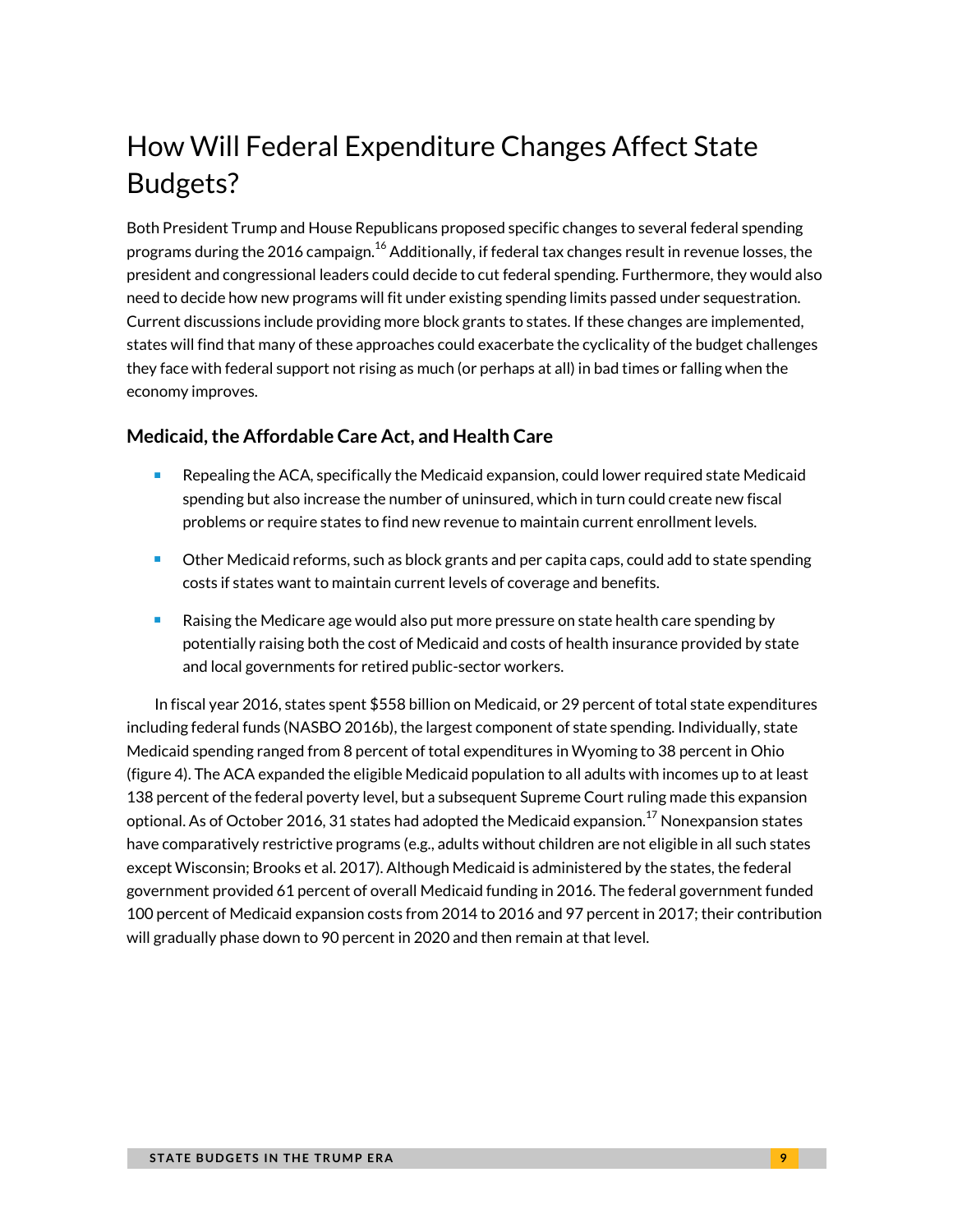# How Will Federal Expenditure Changes Affect State Budgets?

Both President Trump and House Republicans proposed specific changes to several federal spending programs during the 2016 campaign.[16] Additionally, if federal tax changes result in revenue losses, the president and congressional leaders could decide to cut federal spending. Furthermore, they would also need to decide how new programs will fit under existing spending limits passed under sequestration. Current discussions include providing more block grants to states. If these changes are implemented, states will find that many of these approaches could exacerbate the cyclicality of the budget challenges they face with federal support not rising as much (or perhaps at all) in bad times or falling when the economy improves.

### Medicaid, the Affordable Care Act, and Health Care

- Repealing the ACA, specifically the Medicaid expansion, could lower required state Medicaid spending but also increase the number of uninsured, which in turn could create new fiscal problems or require states to find new revenue to maintain current enrollment levels.
- Other Medicaid reforms, such as block grants and per capita caps, could add to state spending costs if states want to maintain current levels of coverage and benefits.
- Raising the Medicare age would also put more pressure on state health care spending by potentially raising both the cost of Medicaid and costs of health insurance provided by state and local governments for retired public-sector workers.

In fiscal year 2016, states spent $558 billion on Medicaid, or 29 percent of total state expenditures including federal funds (NASBO 2016b), the largest component of state spending. Individually, state Medicaid spending ranged from 8 percent of total expenditures in Wyoming to 38 percent in Ohio (figure 4). The ACA expanded the eligible Medicaid population to all adults with incomes up to at least 138 percent of the federal poverty level, but a subsequent Supreme Court ruling made this expansion optional. As of October 2016, 31 states had adopted the Medicaid expansion.[17] Nonexpansion states have comparatively restrictive programs (e.g., adults without children are not eligible in all such states except Wisconsin; Brooks et al. 2017). Although Medicaid is administered by the states, the federal government provided 61 percent of overall Medicaid funding in 2016. The federal government funded 100 percent of Medicaid expansion costs from 2014 to 2016 and 97 percent in 2017; their contribution will gradually phase down to 90 percent in 2020 and then remain at that level.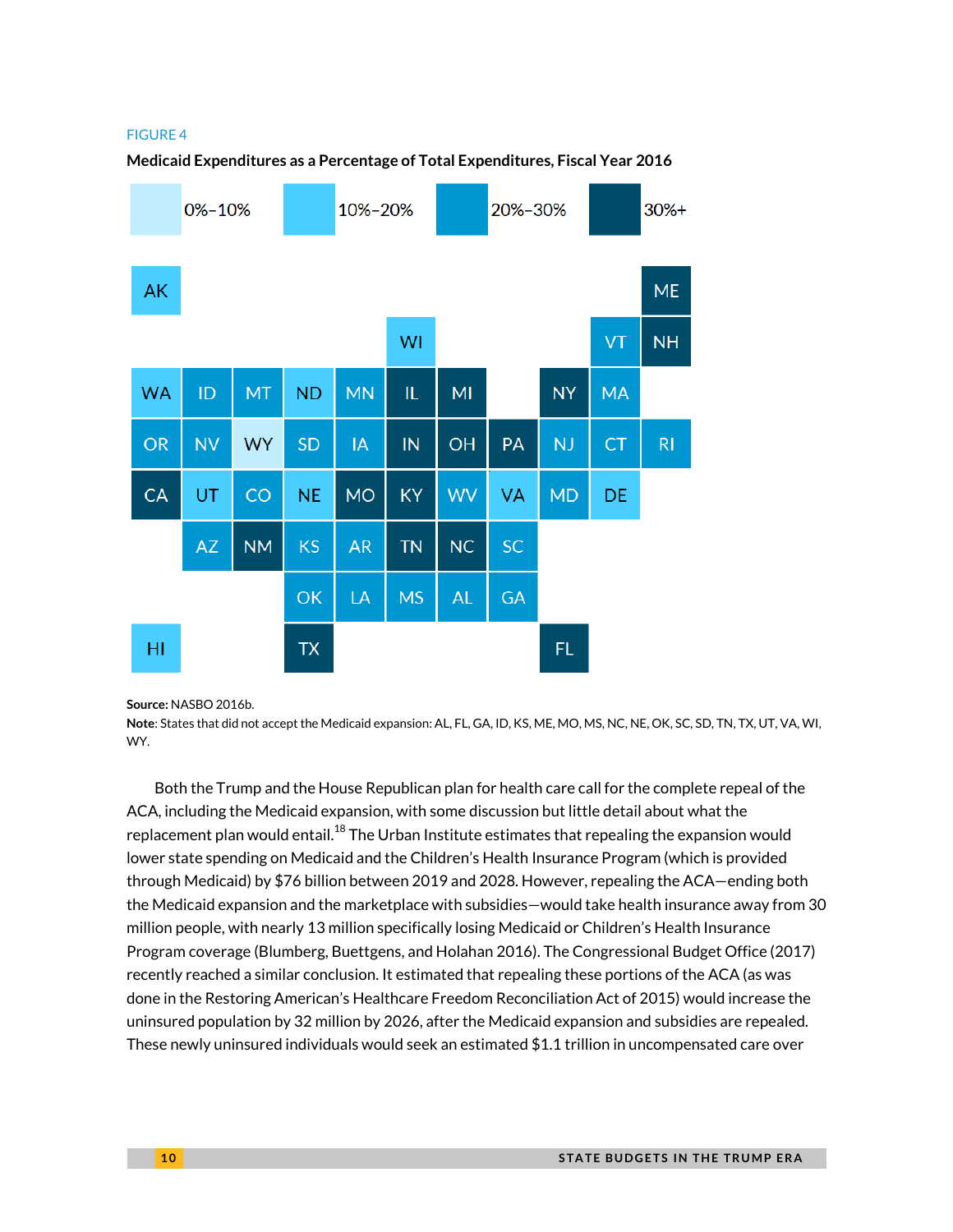FIGURE 4

**Medicaid Expenditures as a Percentage of Total Expenditures, Fiscal Year 2016**

0%–10% | 10%–20% | 20%–30% | 30%+

AK ME WI VT NH WA ID MT ND MN IL MI NY MA OR NV WY SD IA IN OH PA NJ CT RI CA UT CO NE MO KY WV VA MD DE AZ NM KS AR TN NC SC OK LA MS AL GA HI TX FL

**Source:** NASBO 2016b.
**Note**: States that did not accept the Medicaid expansion: AL, FL, GA, ID, KS, ME, MO, MS, NC, NE, OK, SC, SD, TN, TX, UT, VA, WI, WY.

Both the Trump and the House Republican plan for health care call for the complete repeal of the ACA, including the Medicaid expansion, with some discussion but little detail about what the replacement plan would entail.[18] The Urban Institute estimates that repealing the expansion would lower state spending on Medicaid and the Children's Health Insurance Program (which is provided through Medicaid) by $76 billion between 2019 and 2028. However, repealing the ACA—ending both the Medicaid expansion and the marketplace with subsidies—would take health insurance away from 30 million people, with nearly 13 million specifically losing Medicaid or Children's Health Insurance Program coverage (Blumberg, Buettgens, and Holahan 2016). The Congressional Budget Office (2017) recently reached a similar conclusion. It estimated that repealing these portions of the ACA (as was done in the Restoring American's Healthcare Freedom Reconciliation Act of 2015) would increase the uninsured population by 32 million by 2026, after the Medicaid expansion and subsidies are repealed. These newly uninsured individuals would seek an estimated $1.1 trillion in uncompensated care over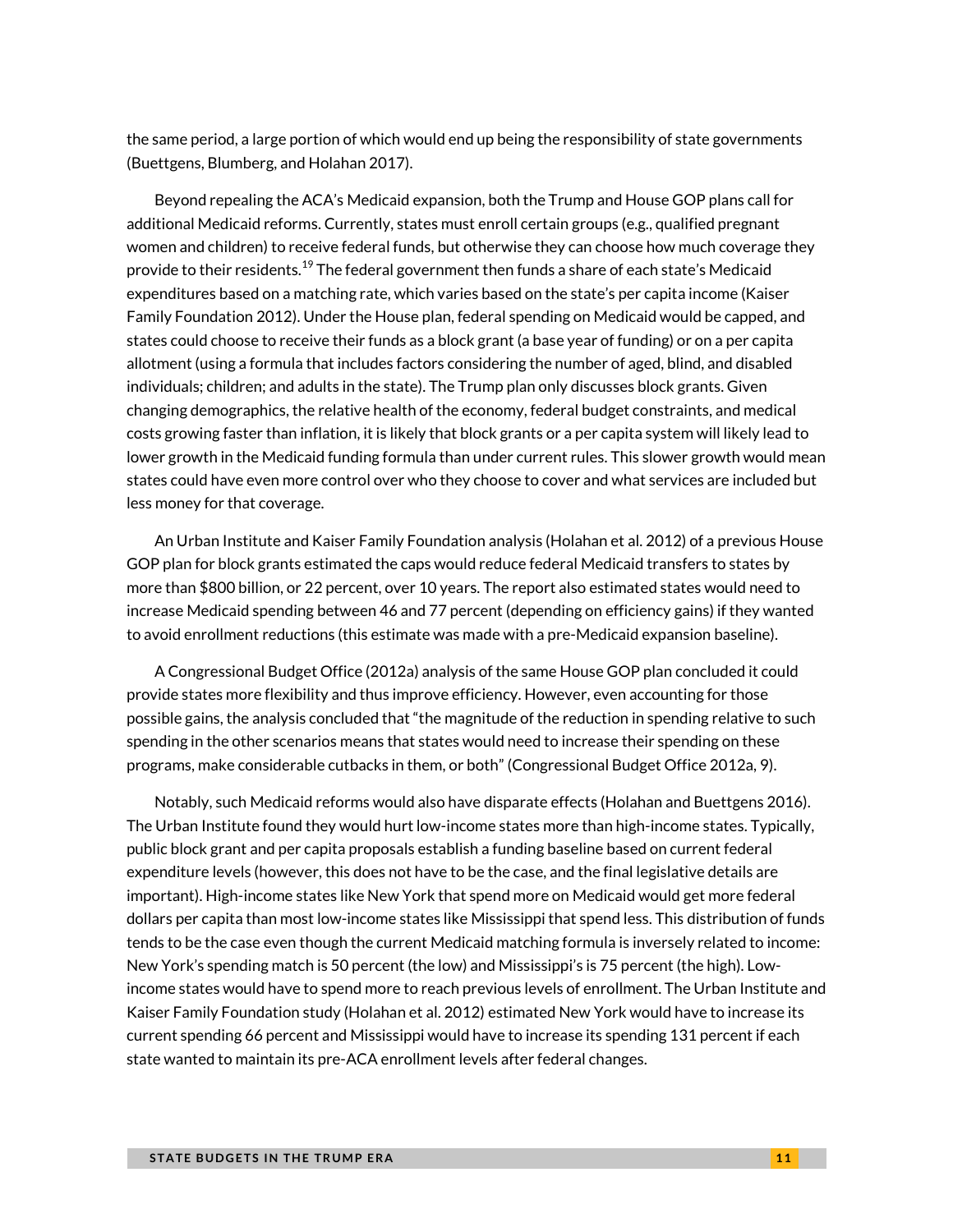the same period, a large portion of which would end up being the responsibility of state governments (Buettgens, Blumberg, and Holahan 2017).

Beyond repealing the ACA's Medicaid expansion, both the Trump and House GOP plans call for additional Medicaid reforms. Currently, states must enroll certain groups (e.g., qualified pregnant women and children) to receive federal funds, but otherwise they can choose how much coverage they provide to their residents.[19] The federal government then funds a share of each state's Medicaid expenditures based on a matching rate, which varies based on the state's per capita income (Kaiser Family Foundation 2012). Under the House plan, federal spending on Medicaid would be capped, and states could choose to receive their funds as a block grant (a base year of funding) or on a per capita allotment (using a formula that includes factors considering the number of aged, blind, and disabled individuals; children; and adults in the state). The Trump plan only discusses block grants. Given changing demographics, the relative health of the economy, federal budget constraints, and medical costs growing faster than inflation, it is likely that block grants or a per capita system will likely lead to lower growth in the Medicaid funding formula than under current rules. This slower growth would mean states could have even more control over who they choose to cover and what services are included but less money for that coverage.

An Urban Institute and Kaiser Family Foundation analysis (Holahan et al. 2012) of a previous House GOP plan for block grants estimated the caps would reduce federal Medicaid transfers to states by more than $800 billion, or 22 percent, over 10 years. The report also estimated states would need to increase Medicaid spending between 46 and 77 percent (depending on efficiency gains) if they wanted to avoid enrollment reductions (this estimate was made with a pre-Medicaid expansion baseline).

A Congressional Budget Office (2012a) analysis of the same House GOP plan concluded it could provide states more flexibility and thus improve efficiency. However, even accounting for those possible gains, the analysis concluded that "the magnitude of the reduction in spending relative to such spending in the other scenarios means that states would need to increase their spending on these programs, make considerable cutbacks in them, or both" (Congressional Budget Office 2012a, 9).

Notably, such Medicaid reforms would also have disparate effects (Holahan and Buettgens 2016). The Urban Institute found they would hurt low-income states more than high-income states. Typically, public block grant and per capita proposals establish a funding baseline based on current federal expenditure levels (however, this does not have to be the case, and the final legislative details are important). High-income states like New York that spend more on Medicaid would get more federal dollars per capita than most low-income states like Mississippi that spend less. This distribution of funds tends to be the case even though the current Medicaid matching formula is inversely related to income: New York's spending match is 50 percent (the low) and Mississippi's is 75 percent (the high). Low-income states would have to spend more to reach previous levels of enrollment. The Urban Institute and Kaiser Family Foundation study (Holahan et al. 2012) estimated New York would have to increase its current spending 66 percent and Mississippi would have to increase its spending 131 percent if each state wanted to maintain its pre-ACA enrollment levels after federal changes.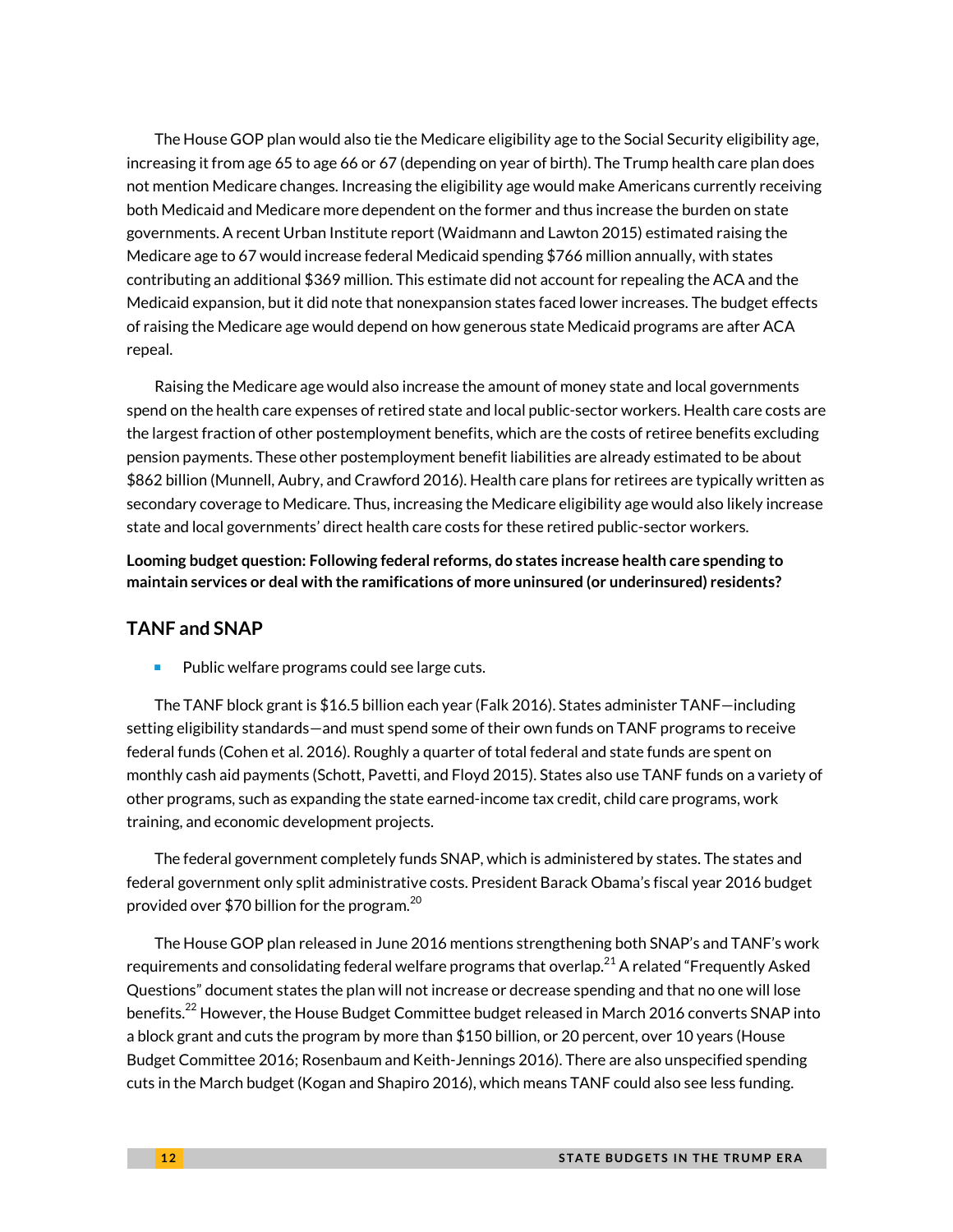The House GOP plan would also tie the Medicare eligibility age to the Social Security eligibility age, increasing it from age 65 to age 66 or 67 (depending on year of birth). The Trump health care plan does not mention Medicare changes. Increasing the eligibility age would make Americans currently receiving both Medicaid and Medicare more dependent on the former and thus increase the burden on state governments. A recent Urban Institute report (Waidmann and Lawton 2015) estimated raising the Medicare age to 67 would increase federal Medicaid spending $766 million annually, with states contributing an additional $369 million. This estimate did not account for repealing the ACA and the Medicaid expansion, but it did note that nonexpansion states faced lower increases. The budget effects of raising the Medicare age would depend on how generous state Medicaid programs are after ACA repeal.

Raising the Medicare age would also increase the amount of money state and local governments spend on the health care expenses of retired state and local public-sector workers. Health care costs are the largest fraction of other postemployment benefits, which are the costs of retiree benefits excluding pension payments. These other postemployment benefit liabilities are already estimated to be about $862 billion (Munnell, Aubry, and Crawford 2016). Health care plans for retirees are typically written as secondary coverage to Medicare. Thus, increasing the Medicare eligibility age would also likely increase state and local governments' direct health care costs for these retired public-sector workers.

**Looming budget question: Following federal reforms, do states increase health care spending to maintain services or deal with the ramifications of more uninsured (or underinsured) residents?**

## TANF and SNAP

- Public welfare programs could see large cuts.

The TANF block grant is $16.5 billion each year (Falk 2016). States administer TANF—including setting eligibility standards—and must spend some of their own funds on TANF programs to receive federal funds (Cohen et al. 2016). Roughly a quarter of total federal and state funds are spent on monthly cash aid payments (Schott, Pavetti, and Floyd 2015). States also use TANF funds on a variety of other programs, such as expanding the state earned-income tax credit, child care programs, work training, and economic development projects.

The federal government completely funds SNAP, which is administered by states. The states and federal government only split administrative costs. President Barack Obama's fiscal year 2016 budget provided over $70 billion for the program.[20]

The House GOP plan released in June 2016 mentions strengthening both SNAP's and TANF's work requirements and consolidating federal welfare programs that overlap.[21] A related "Frequently Asked Questions" document states the plan will not increase or decrease spending and that no one will lose benefits.[22] However, the House Budget Committee budget released in March 2016 converts SNAP into a block grant and cuts the program by more than $150 billion, or 20 percent, over 10 years (House Budget Committee 2016; Rosenbaum and Keith-Jennings 2016). There are also unspecified spending cuts in the March budget (Kogan and Shapiro 2016), which means TANF could also see less funding.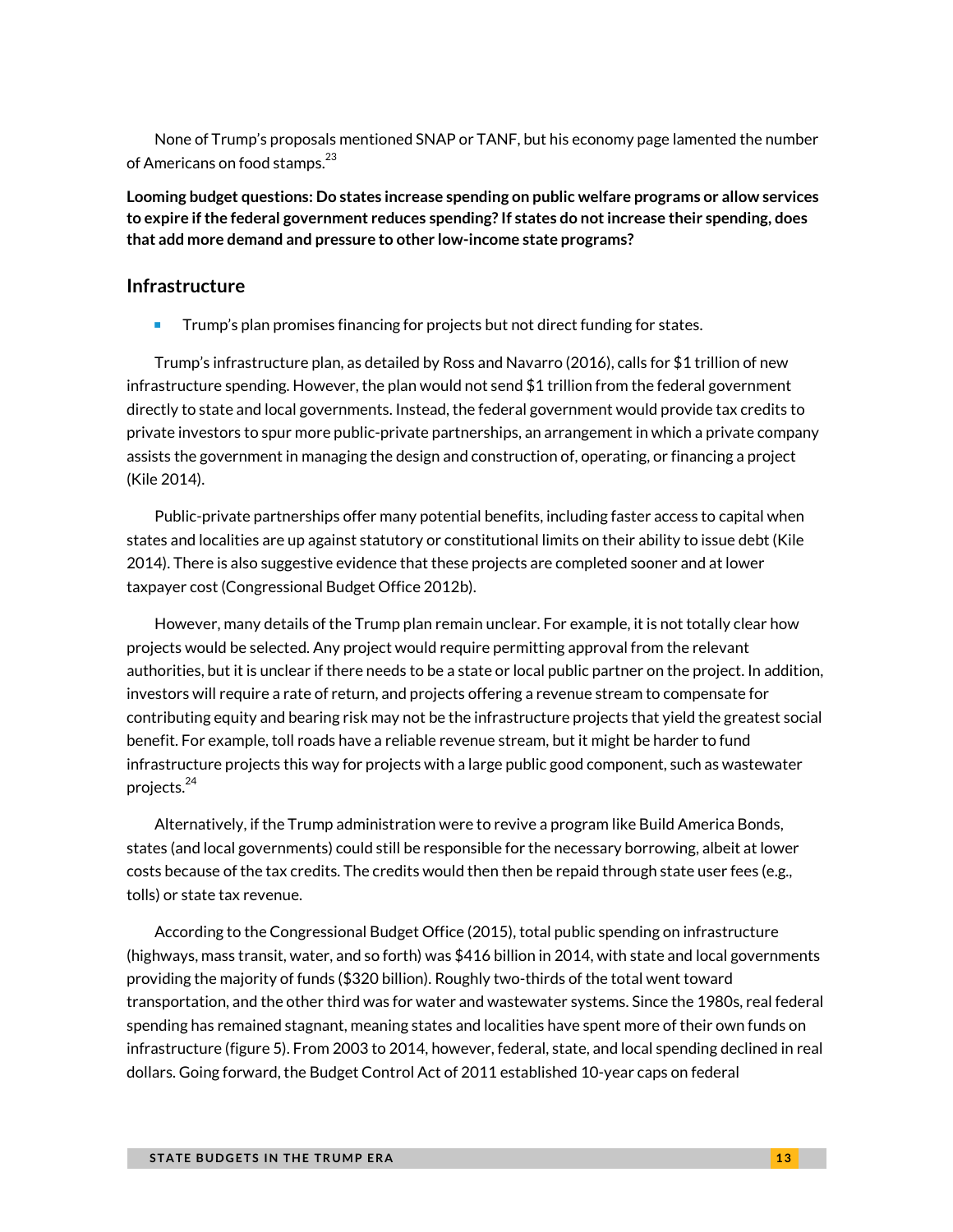None of Trump's proposals mentioned SNAP or TANF, but his economy page lamented the number of Americans on food stamps.[23]

**Looming budget questions: Do states increase spending on public welfare programs or allow services to expire if the federal government reduces spending? If states do not increase their spending, does that add more demand and pressure to other low-income state programs?**

## Infrastructure

- Trump's plan promises financing for projects but not direct funding for states.

Trump's infrastructure plan, as detailed by Ross and Navarro (2016), calls for $1 trillion of new infrastructure spending. However, the plan would not send $1 trillion from the federal government directly to state and local governments. Instead, the federal government would provide tax credits to private investors to spur more public-private partnerships, an arrangement in which a private company assists the government in managing the design and construction of, operating, or financing a project (Kile 2014).

Public-private partnerships offer many potential benefits, including faster access to capital when states and localities are up against statutory or constitutional limits on their ability to issue debt (Kile 2014). There is also suggestive evidence that these projects are completed sooner and at lower taxpayer cost (Congressional Budget Office 2012b).

However, many details of the Trump plan remain unclear. For example, it is not totally clear how projects would be selected. Any project would require permitting approval from the relevant authorities, but it is unclear if there needs to be a state or local public partner on the project. In addition, investors will require a rate of return, and projects offering a revenue stream to compensate for contributing equity and bearing risk may not be the infrastructure projects that yield the greatest social benefit. For example, toll roads have a reliable revenue stream, but it might be harder to fund infrastructure projects this way for projects with a large public good component, such as wastewater projects.[24]

Alternatively, if the Trump administration were to revive a program like Build America Bonds, states (and local governments) could still be responsible for the necessary borrowing, albeit at lower costs because of the tax credits. The credits would then then be repaid through state user fees (e.g., tolls) or state tax revenue.

According to the Congressional Budget Office (2015), total public spending on infrastructure (highways, mass transit, water, and so forth) was $416 billion in 2014, with state and local governments providing the majority of funds ($320 billion). Roughly two-thirds of the total went toward transportation, and the other third was for water and wastewater systems. Since the 1980s, real federal spending has remained stagnant, meaning states and localities have spent more of their own funds on infrastructure (figure 5). From 2003 to 2014, however, federal, state, and local spending declined in real dollars. Going forward, the Budget Control Act of 2011 established 10-year caps on federal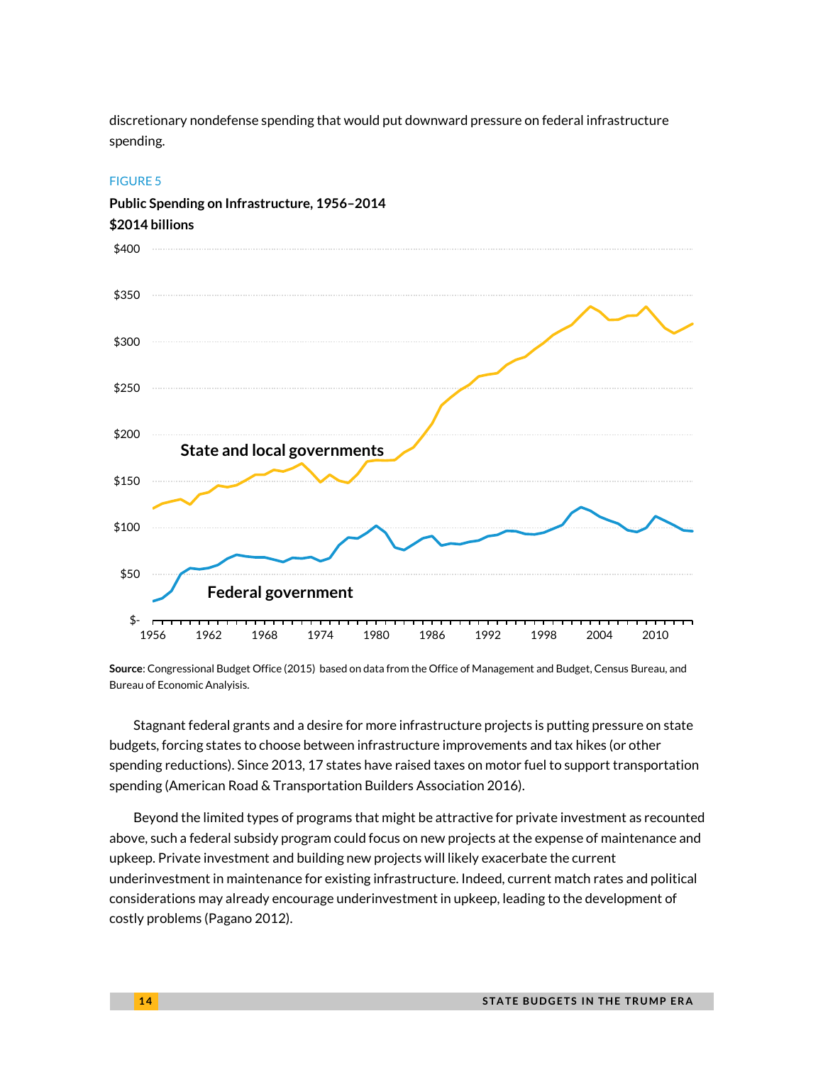discretionary nondefense spending that would put downward pressure on federal infrastructure spending.

FIGURE 5

**Public Spending on Infrastructure, 1956–2014**
**$2014 billions**

**Source**: Congressional Budget Office (2015) based on data from the Office of Management and Budget, Census Bureau, and Bureau of Economic Analyisis.

Stagnant federal grants and a desire for more infrastructure projects is putting pressure on state budgets, forcing states to choose between infrastructure improvements and tax hikes (or other spending reductions). Since 2013, 17 states have raised taxes on motor fuel to support transportation spending (American Road & Transportation Builders Association 2016).

Beyond the limited types of programs that might be attractive for private investment as recounted above, such a federal subsidy program could focus on new projects at the expense of maintenance and upkeep. Private investment and building new projects will likely exacerbate the current underinvestment in maintenance for existing infrastructure. Indeed, current match rates and political considerations may already encourage underinvestment in upkeep, leading to the development of costly problems (Pagano 2012).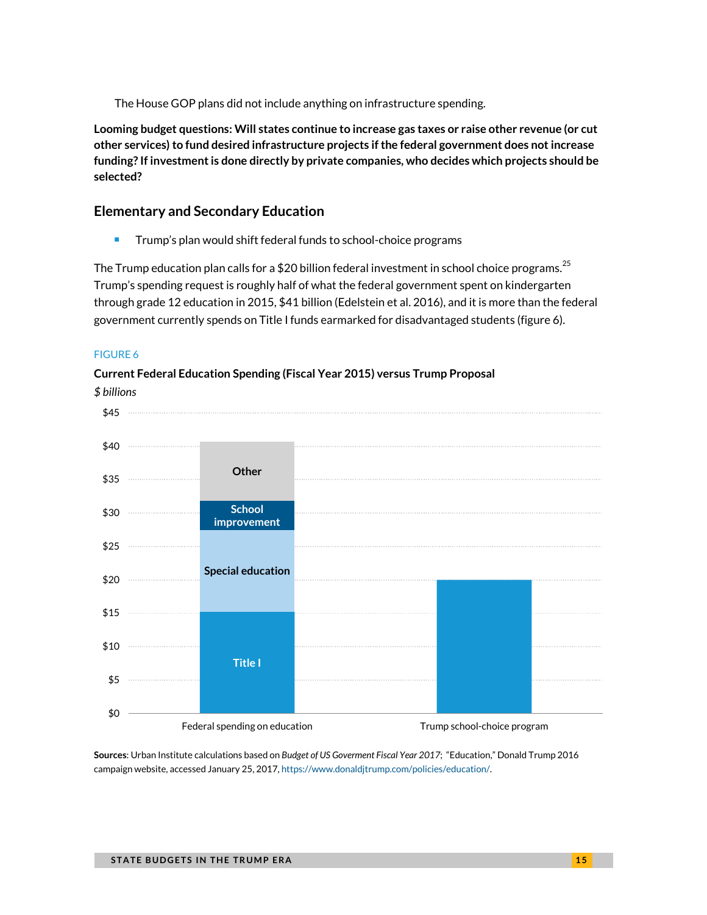The House GOP plans did not include anything on infrastructure spending.

**Looming budget questions: Will states continue to increase gas taxes or raise other revenue (or cut other services) to fund desired infrastructure projects if the federal government does not increase funding? If investment is done directly by private companies, who decides which projects should be selected?**

## Elementary and Secondary Education

- Trump's plan would shift federal funds to school-choice programs

The Trump education plan calls for a $20 billion federal investment in school choice programs.[25] Trump's spending request is roughly half of what the federal government spent on kindergarten through grade 12 education in 2015, $41 billion (Edelstein et al. 2016), and it is more than the federal government currently spends on Title I funds earmarked for disadvantaged students (figure 6).

FIGURE 6

**Current Federal Education Spending (Fiscal Year 2015) versus Trump Proposal**

*$ billions*

**Sources**: Urban Institute calculations based on *Budget of US Goverment Fiscal Year 2017*; "Education," Donald Trump 2016 campaign website, accessed January 25, 2017, https://www.donaldjtrump.com/policies/education/.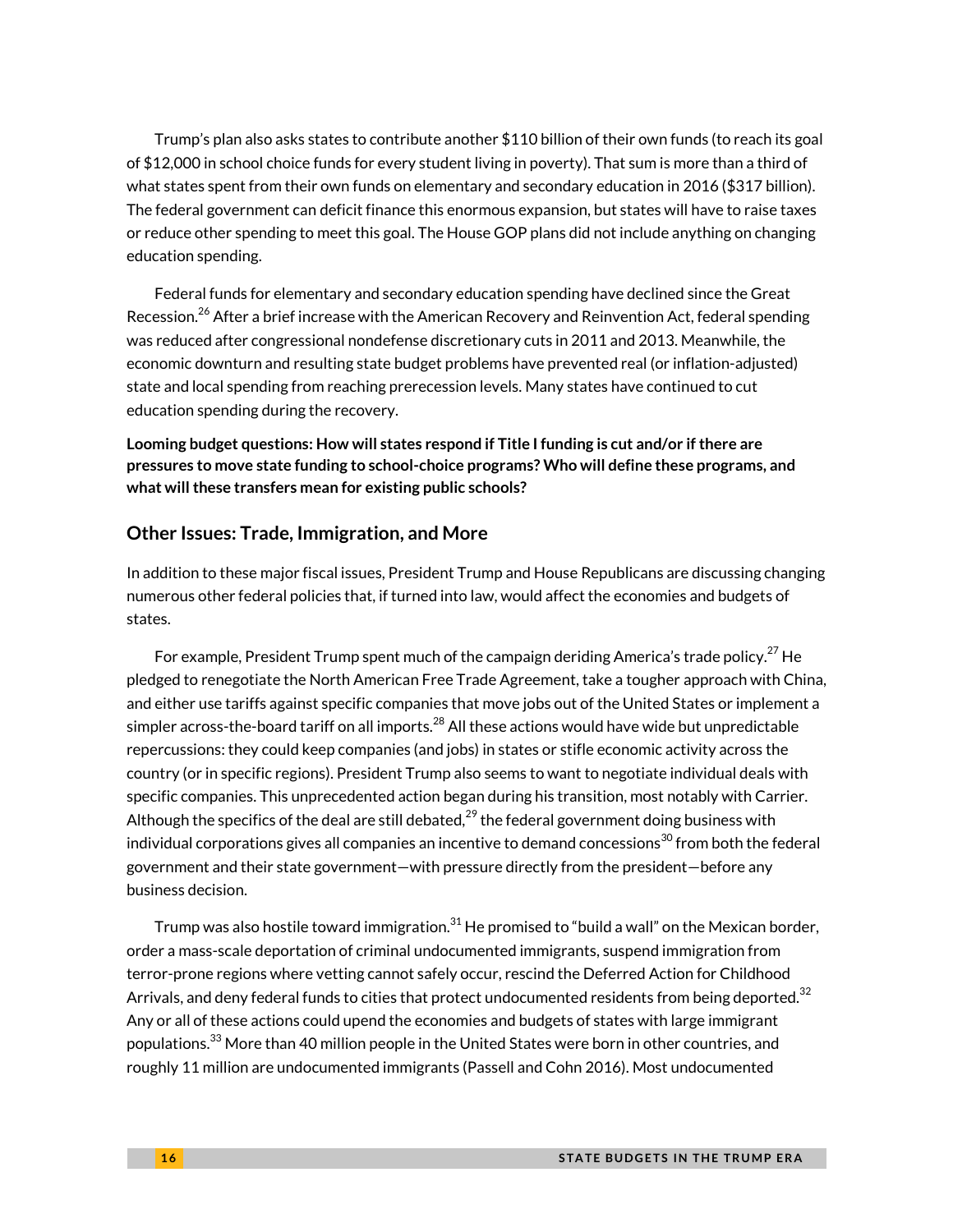Trump's plan also asks states to contribute another $110 billion of their own funds (to reach its goal of $12,000 in school choice funds for every student living in poverty). That sum is more than a third of what states spent from their own funds on elementary and secondary education in 2016 ($317 billion). The federal government can deficit finance this enormous expansion, but states will have to raise taxes or reduce other spending to meet this goal. The House GOP plans did not include anything on changing education spending.

Federal funds for elementary and secondary education spending have declined since the Great Recession.[26] After a brief increase with the American Recovery and Reinvention Act, federal spending was reduced after congressional nondefense discretionary cuts in 2011 and 2013. Meanwhile, the economic downturn and resulting state budget problems have prevented real (or inflation-adjusted) state and local spending from reaching prerecession levels. Many states have continued to cut education spending during the recovery.

**Looming budget questions: How will states respond if Title I funding is cut and/or if there are pressures to move state funding to school-choice programs? Who will define these programs, and what will these transfers mean for existing public schools?**

## Other Issues: Trade, Immigration, and More

In addition to these major fiscal issues, President Trump and House Republicans are discussing changing numerous other federal policies that, if turned into law, would affect the economies and budgets of states.

For example, President Trump spent much of the campaign deriding America's trade policy.[27] He pledged to renegotiate the North American Free Trade Agreement, take a tougher approach with China, and either use tariffs against specific companies that move jobs out of the United States or implement a simpler across-the-board tariff on all imports.[28] All these actions would have wide but unpredictable repercussions: they could keep companies (and jobs) in states or stifle economic activity across the country (or in specific regions). President Trump also seems to want to negotiate individual deals with specific companies. This unprecedented action began during his transition, most notably with Carrier. Although the specifics of the deal are still debated,[29] the federal government doing business with individual corporations gives all companies an incentive to demand concessions[30] from both the federal government and their state government—with pressure directly from the president—before any business decision.

Trump was also hostile toward immigration.[31] He promised to "build a wall" on the Mexican border, order a mass-scale deportation of criminal undocumented immigrants, suspend immigration from terror-prone regions where vetting cannot safely occur, rescind the Deferred Action for Childhood Arrivals, and deny federal funds to cities that protect undocumented residents from being deported.[32] Any or all of these actions could upend the economies and budgets of states with large immigrant populations.[33] More than 40 million people in the United States were born in other countries, and roughly 11 million are undocumented immigrants (Passell and Cohn 2016). Most undocumented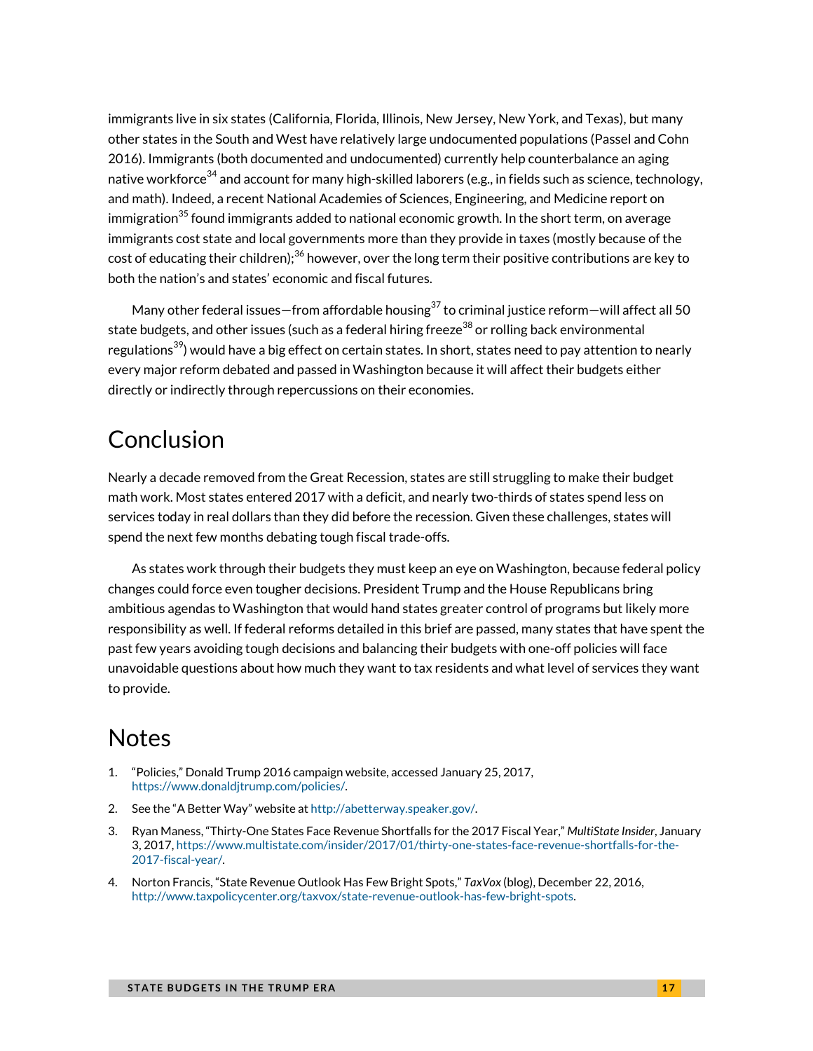immigrants live in six states (California, Florida, Illinois, New Jersey, New York, and Texas), but many other states in the South and West have relatively large undocumented populations (Passel and Cohn 2016). Immigrants (both documented and undocumented) currently help counterbalance an aging native workforce[34] and account for many high-skilled laborers (e.g., in fields such as science, technology, and math). Indeed, a recent National Academies of Sciences, Engineering, and Medicine report on immigration[35] found immigrants added to national economic growth. In the short term, on average immigrants cost state and local governments more than they provide in taxes (mostly because of the cost of educating their children);[36] however, over the long term their positive contributions are key to both the nation's and states' economic and fiscal futures.

Many other federal issues—from affordable housing[37] to criminal justice reform—will affect all 50 state budgets, and other issues (such as a federal hiring freeze[38] or rolling back environmental regulations[39]) would have a big effect on certain states. In short, states need to pay attention to nearly every major reform debated and passed in Washington because it will affect their budgets either directly or indirectly through repercussions on their economies.

## Conclusion

Nearly a decade removed from the Great Recession, states are still struggling to make their budget math work. Most states entered 2017 with a deficit, and nearly two-thirds of states spend less on services today in real dollars than they did before the recession. Given these challenges, states will spend the next few months debating tough fiscal trade-offs.

As states work through their budgets they must keep an eye on Washington, because federal policy changes could force even tougher decisions. President Trump and the House Republicans bring ambitious agendas to Washington that would hand states greater control of programs but likely more responsibility as well. If federal reforms detailed in this brief are passed, many states that have spent the past few years avoiding tough decisions and balancing their budgets with one-off policies will face unavoidable questions about how much they want to tax residents and what level of services they want to provide.

## Notes

1. "Policies," Donald Trump 2016 campaign website, accessed January 25, 2017, https://www.donaldjtrump.com/policies/.
2. See the "A Better Way" website at http://abetterway.speaker.gov/.
3. Ryan Maness, "Thirty-One States Face Revenue Shortfalls for the 2017 Fiscal Year," *MultiState Insider*, January 3, 2017, https://www.multistate.com/insider/2017/01/thirty-one-states-face-revenue-shortfalls-for-the-2017-fiscal-year/.
4. Norton Francis, "State Revenue Outlook Has Few Bright Spots," *TaxVox* (blog), December 22, 2016, http://www.taxpolicycenter.org/taxvox/state-revenue-outlook-has-few-bright-spots.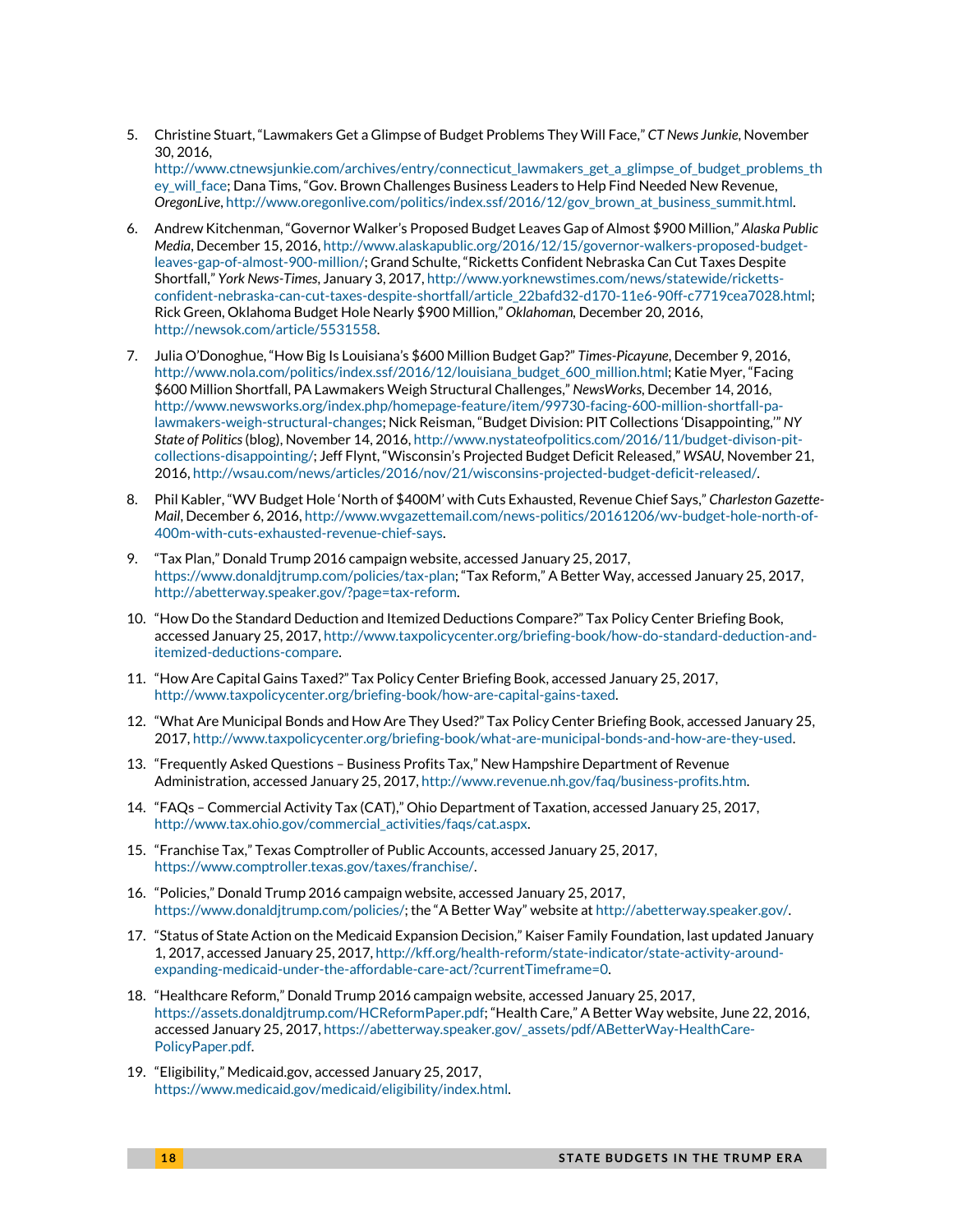5. Christine Stuart, "Lawmakers Get a Glimpse of Budget Problems They Will Face," *CT News Junkie*, November 30, 2016, http://www.ctnewsjunkie.com/archives/entry/connecticut_lawmakers_get_a_glimpse_of_budget_problems_they_will_face; Dana Tims, "Gov. Brown Challenges Business Leaders to Help Find Needed New Revenue, *OregonLive*, http://www.oregonlive.com/politics/index.ssf/2016/12/gov_brown_at_business_summit.html.

6. Andrew Kitchenman, "Governor Walker's Proposed Budget Leaves Gap of Almost $900 Million," *Alaska Public Media*, December 15, 2016, http://www.alaskapublic.org/2016/12/15/governor-walkers-proposed-budget-leaves-gap-of-almost-900-million/; Grand Schulte, "Ricketts Confident Nebraska Can Cut Taxes Despite Shortfall," *York News-Times*, January 3, 2017, http://www.yorknewstimes.com/news/statewide/ricketts-confident-nebraska-can-cut-taxes-despite-shortfall/article_22bafd32-d170-11e6-90ff-c7719cea7028.html; Rick Green, Oklahoma Budget Hole Nearly $900 Million," *Oklahoman*, December 20, 2016, http://newsok.com/article/5531558.

7. Julia O'Donoghue, "How Big Is Louisiana's $600 Million Budget Gap?" *Times-Picayune*, December 9, 2016, http://www.nola.com/politics/index.ssf/2016/12/louisiana_budget_600_million.html; Katie Myer, "Facing $600 Million Shortfall, PA Lawmakers Weigh Structural Challenges," *NewsWorks*, December 14, 2016, http://www.newsworks.org/index.php/homepage-feature/item/99730-facing-600-million-shortfall-pa-lawmakers-weigh-structural-changes; Nick Reisman, "Budget Division: PIT Collections 'Disappointing,'" *NY State of Politics* (blog), November 14, 2016, http://www.nystateofpolitics.com/2016/11/budget-divison-pit-collections-disappointing/; Jeff Flynt, "Wisconsin's Projected Budget Deficit Released," *WSAU*, November 21, 2016, http://wsau.com/news/articles/2016/nov/21/wisconsins-projected-budget-deficit-released/.

8. Phil Kabler, "WV Budget Hole 'North of $400M' with Cuts Exhausted, Revenue Chief Says," *Charleston Gazette-Mail*, December 6, 2016, http://www.wvgazettemail.com/news-politics/20161206/wv-budget-hole-north-of-400m-with-cuts-exhausted-revenue-chief-says.

9. "Tax Plan," Donald Trump 2016 campaign website, accessed January 25, 2017, https://www.donaldjtrump.com/policies/tax-plan; "Tax Reform," A Better Way, accessed January 25, 2017, http://abetterway.speaker.gov/?page=tax-reform.

10. "How Do the Standard Deduction and Itemized Deductions Compare?" Tax Policy Center Briefing Book, accessed January 25, 2017, http://www.taxpolicycenter.org/briefing-book/how-do-standard-deduction-and-itemized-deductions-compare.

11. "How Are Capital Gains Taxed?" Tax Policy Center Briefing Book, accessed January 25, 2017, http://www.taxpolicycenter.org/briefing-book/how-are-capital-gains-taxed.

12. "What Are Municipal Bonds and How Are They Used?" Tax Policy Center Briefing Book, accessed January 25, 2017, http://www.taxpolicycenter.org/briefing-book/what-are-municipal-bonds-and-how-are-they-used.

13. "Frequently Asked Questions – Business Profits Tax," New Hampshire Department of Revenue Administration, accessed January 25, 2017, http://www.revenue.nh.gov/faq/business-profits.htm.

14. "FAQs – Commercial Activity Tax (CAT)," Ohio Department of Taxation, accessed January 25, 2017, http://www.tax.ohio.gov/commercial_activities/faqs/cat.aspx.

15. "Franchise Tax," Texas Comptroller of Public Accounts, accessed January 25, 2017, https://www.comptroller.texas.gov/taxes/franchise/.

16. "Policies," Donald Trump 2016 campaign website, accessed January 25, 2017, https://www.donaldjtrump.com/policies/; the "A Better Way" website at http://abetterway.speaker.gov/.

17. "Status of State Action on the Medicaid Expansion Decision," Kaiser Family Foundation, last updated January 1, 2017, accessed January 25, 2017, http://kff.org/health-reform/state-indicator/state-activity-around-expanding-medicaid-under-the-affordable-care-act/?currentTimeframe=0.

18. "Healthcare Reform," Donald Trump 2016 campaign website, accessed January 25, 2017, https://assets.donaldjtrump.com/HCReformPaper.pdf; "Health Care," A Better Way website, June 22, 2016, accessed January 25, 2017, https://abetterway.speaker.gov/_assets/pdf/ABetterWay-HealthCare-PolicyPaper.pdf.

19. "Eligibility," Medicaid.gov, accessed January 25, 2017, https://www.medicaid.gov/medicaid/eligibility/index.html.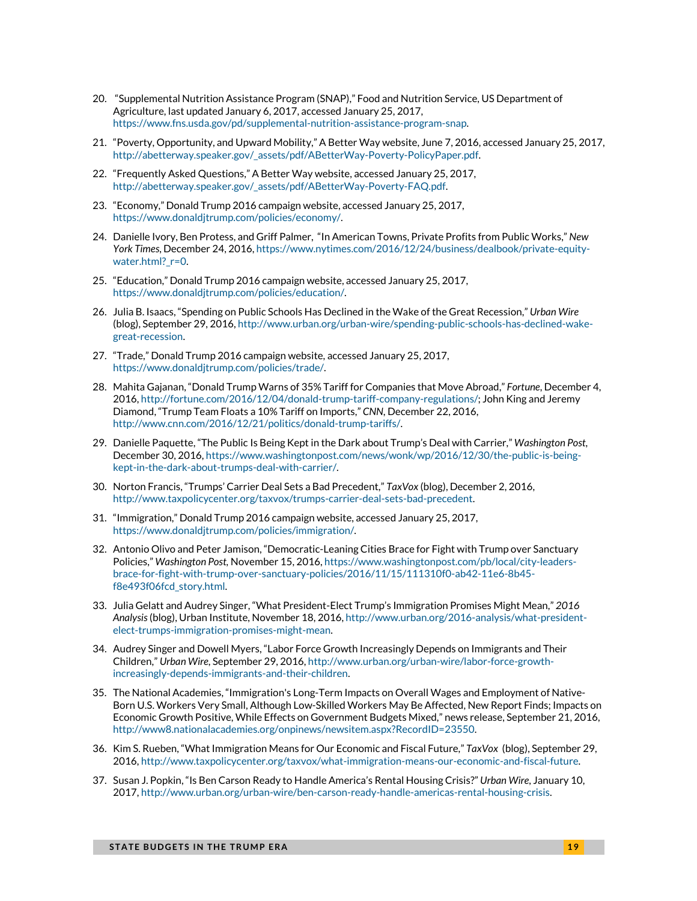20. "Supplemental Nutrition Assistance Program (SNAP)," Food and Nutrition Service, US Department of Agriculture, last updated January 6, 2017, accessed January 25, 2017, https://www.fns.usda.gov/pd/supplemental-nutrition-assistance-program-snap.
21. "Poverty, Opportunity, and Upward Mobility," A Better Way website, June 7, 2016, accessed January 25, 2017, http://abetterway.speaker.gov/_assets/pdf/ABetterWay-Poverty-PolicyPaper.pdf.
22. "Frequently Asked Questions," A Better Way website, accessed January 25, 2017, http://abetterway.speaker.gov/_assets/pdf/ABetterWay-Poverty-FAQ.pdf.
23. "Economy," Donald Trump 2016 campaign website, accessed January 25, 2017, https://www.donaldjtrump.com/policies/economy/.
24. Danielle Ivory, Ben Protess, and Griff Palmer, "In American Towns, Private Profits from Public Works," *New York Times*, December 24, 2016, https://www.nytimes.com/2016/12/24/business/dealbook/private-equity-water.html?_r=0.
25. "Education," Donald Trump 2016 campaign website, accessed January 25, 2017, https://www.donaldjtrump.com/policies/education/.
26. Julia B. Isaacs, "Spending on Public Schools Has Declined in the Wake of the Great Recession," *Urban Wire* (blog), September 29, 2016, http://www.urban.org/urban-wire/spending-public-schools-has-declined-wake-great-recession.
27. "Trade," Donald Trump 2016 campaign website, accessed January 25, 2017, https://www.donaldjtrump.com/policies/trade/.
28. Mahita Gajanan, "Donald Trump Warns of 35% Tariff for Companies that Move Abroad," *Fortune*, December 4, 2016, http://fortune.com/2016/12/04/donald-trump-tariff-company-regulations/; John King and Jeremy Diamond, "Trump Team Floats a 10% Tariff on Imports," *CNN*, December 22, 2016, http://www.cnn.com/2016/12/21/politics/donald-trump-tariffs/.
29. Danielle Paquette, "The Public Is Being Kept in the Dark about Trump's Deal with Carrier," *Washington Post*, December 30, 2016, https://www.washingtonpost.com/news/wonk/wp/2016/12/30/the-public-is-being-kept-in-the-dark-about-trumps-deal-with-carrier/.
30. Norton Francis, "Trumps' Carrier Deal Sets a Bad Precedent," *TaxVox* (blog), December 2, 2016, http://www.taxpolicycenter.org/taxvox/trumps-carrier-deal-sets-bad-precedent.
31. "Immigration," Donald Trump 2016 campaign website, accessed January 25, 2017, https://www.donaldjtrump.com/policies/immigration/.
32. Antonio Olivo and Peter Jamison, "Democratic-Leaning Cities Brace for Fight with Trump over Sanctuary Policies," *Washington Post*, November 15, 2016, https://www.washingtonpost.com/pb/local/city-leaders-brace-for-fight-with-trump-over-sanctuary-policies/2016/11/15/111310f0-ab42-11e6-8b45-f8e493f06fcd_story.html.
33. Julia Gelatt and Audrey Singer, "What President-Elect Trump's Immigration Promises Might Mean," *2016 Analysis* (blog), Urban Institute, November 18, 2016, http://www.urban.org/2016-analysis/what-president-elect-trumps-immigration-promises-might-mean.
34. Audrey Singer and Dowell Myers, "Labor Force Growth Increasingly Depends on Immigrants and Their Children," *Urban Wire*, September 29, 2016, http://www.urban.org/urban-wire/labor-force-growth-increasingly-depends-immigrants-and-their-children.
35. The National Academies, "Immigration's Long-Term Impacts on Overall Wages and Employment of Native-Born U.S. Workers Very Small, Although Low-Skilled Workers May Be Affected, New Report Finds; Impacts on Economic Growth Positive, While Effects on Government Budgets Mixed," news release, September 21, 2016, http://www8.nationalacademies.org/onpinews/newsitem.aspx?RecordID=23550.
36. Kim S. Rueben, "What Immigration Means for Our Economic and Fiscal Future," *TaxVox* (blog), September 29, 2016, http://www.taxpolicycenter.org/taxvox/what-immigration-means-our-economic-and-fiscal-future.
37. Susan J. Popkin, "Is Ben Carson Ready to Handle America's Rental Housing Crisis?" *Urban Wire*, January 10, 2017, http://www.urban.org/urban-wire/ben-carson-ready-handle-americas-rental-housing-crisis.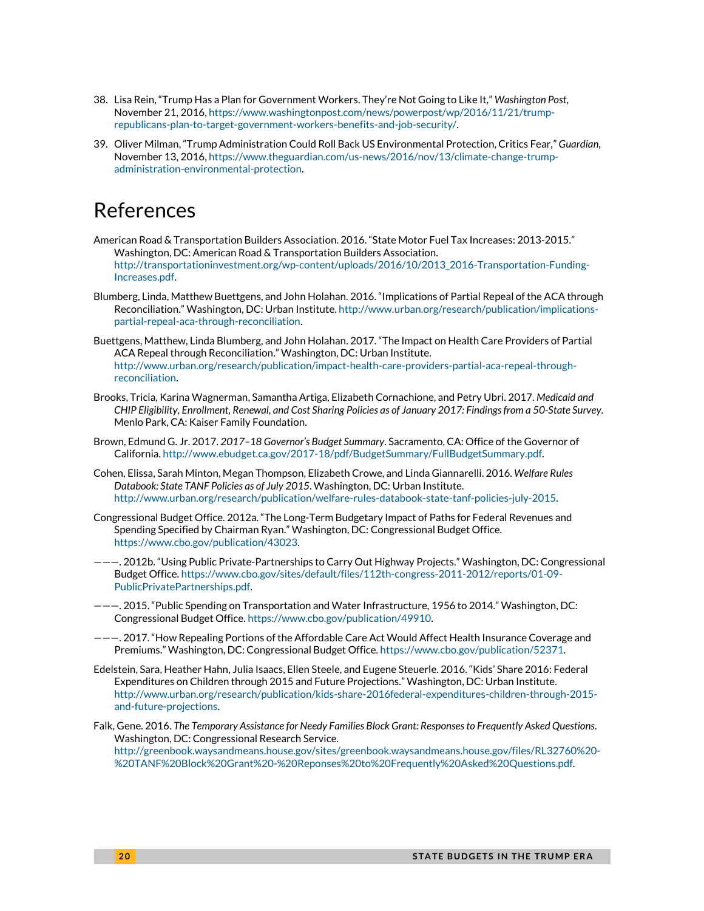38. Lisa Rein, "Trump Has a Plan for Government Workers. They're Not Going to Like It," *Washington Post*, November 21, 2016, https://www.washingtonpost.com/news/powerpost/wp/2016/11/21/trump-republicans-plan-to-target-government-workers-benefits-and-job-security/.

39. Oliver Milman, "Trump Administration Could Roll Back US Environmental Protection, Critics Fear," *Guardian*, November 13, 2016, https://www.theguardian.com/us-news/2016/nov/13/climate-change-trump-administration-environmental-protection.

# References

American Road & Transportation Builders Association. 2016. "State Motor Fuel Tax Increases: 2013-2015." Washington, DC: American Road & Transportation Builders Association. http://transportationinvestment.org/wp-content/uploads/2016/10/2013_2016-Transportation-Funding-Increases.pdf.

Blumberg, Linda, Matthew Buettgens, and John Holahan. 2016. "Implications of Partial Repeal of the ACA through Reconciliation." Washington, DC: Urban Institute. http://www.urban.org/research/publication/implications-partial-repeal-aca-through-reconciliation.

Buettgens, Matthew, Linda Blumberg, and John Holahan. 2017. "The Impact on Health Care Providers of Partial ACA Repeal through Reconciliation." Washington, DC: Urban Institute. http://www.urban.org/research/publication/impact-health-care-providers-partial-aca-repeal-through-reconciliation.

Brooks, Tricia, Karina Wagnerman, Samantha Artiga, Elizabeth Cornachione, and Petry Ubri. 2017. *Medicaid and CHIP Eligibility, Enrollment, Renewal, and Cost Sharing Policies as of January 2017: Findings from a 50-State Survey*. Menlo Park, CA: Kaiser Family Foundation.

Brown, Edmund G. Jr. 2017. *2017–18 Governor's Budget Summary*. Sacramento, CA: Office of the Governor of California. http://www.ebudget.ca.gov/2017-18/pdf/BudgetSummary/FullBudgetSummary.pdf.

Cohen, Elissa, Sarah Minton, Megan Thompson, Elizabeth Crowe, and Linda Giannarelli. 2016. *Welfare Rules Databook: State TANF Policies as of July 2015*. Washington, DC: Urban Institute. http://www.urban.org/research/publication/welfare-rules-databook-state-tanf-policies-july-2015.

Congressional Budget Office. 2012a. "The Long-Term Budgetary Impact of Paths for Federal Revenues and Spending Specified by Chairman Ryan." Washington, DC: Congressional Budget Office. https://www.cbo.gov/publication/43023.

———. 2012b. "Using Public Private-Partnerships to Carry Out Highway Projects." Washington, DC: Congressional Budget Office. https://www.cbo.gov/sites/default/files/112th-congress-2011-2012/reports/01-09-PublicPrivatePartnerships.pdf.

———. 2015. "Public Spending on Transportation and Water Infrastructure, 1956 to 2014." Washington, DC: Congressional Budget Office. https://www.cbo.gov/publication/49910.

———. 2017. "How Repealing Portions of the Affordable Care Act Would Affect Health Insurance Coverage and Premiums." Washington, DC: Congressional Budget Office. https://www.cbo.gov/publication/52371.

Edelstein, Sara, Heather Hahn, Julia Isaacs, Ellen Steele, and Eugene Steuerle. 2016. "Kids' Share 2016: Federal Expenditures on Children through 2015 and Future Projections." Washington, DC: Urban Institute. http://www.urban.org/research/publication/kids-share-2016federal-expenditures-children-through-2015-and-future-projections.

Falk, Gene. 2016. *The Temporary Assistance for Needy Families Block Grant: Responses to Frequently Asked Questions*. Washington, DC: Congressional Research Service. http://greenbook.waysandmeans.house.gov/sites/greenbook.waysandmeans.house.gov/files/RL32760%20-%20TANF%20Block%20Grant%20-%20Reponses%20to%20Frequently%20Asked%20Questions.pdf.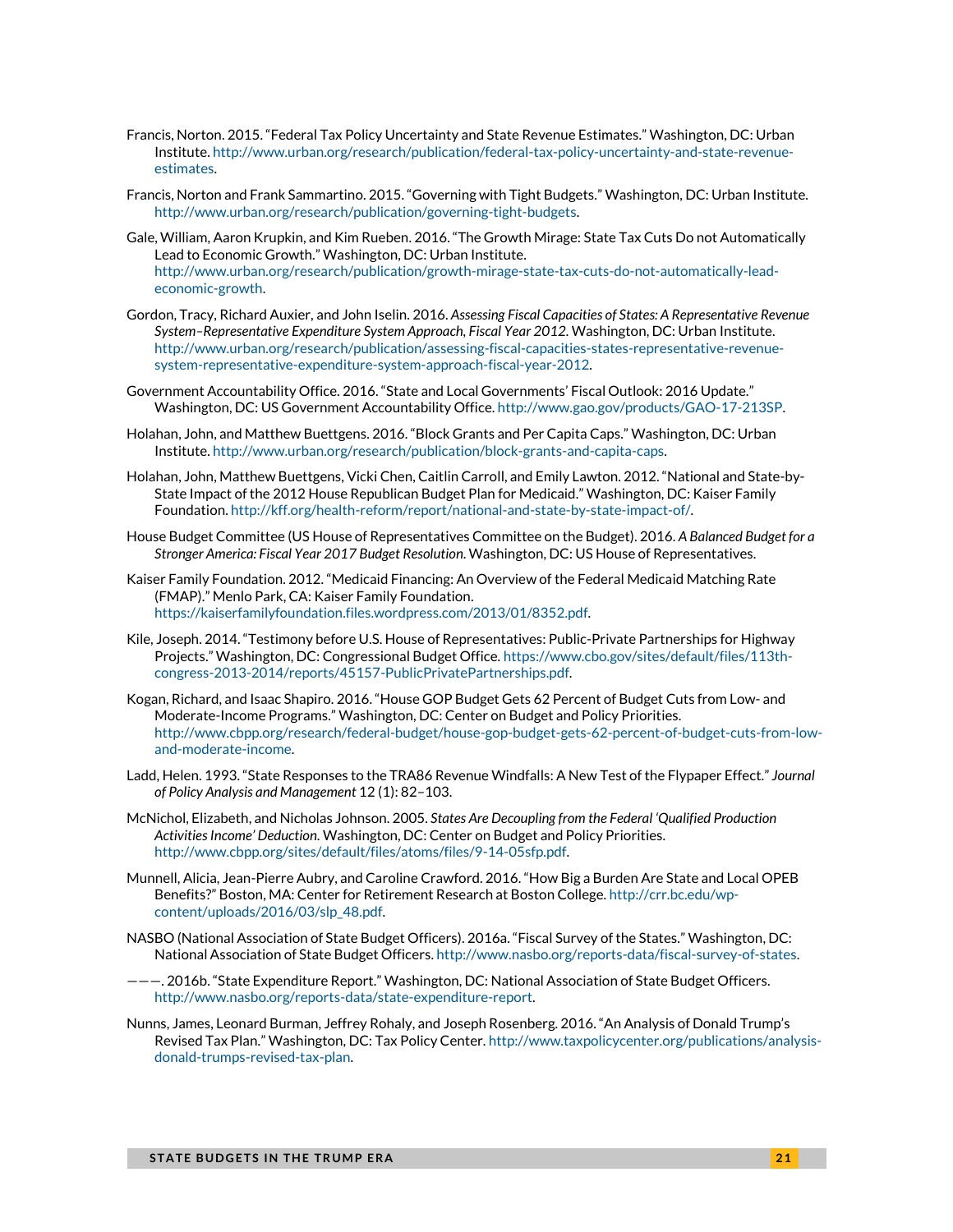Francis, Norton. 2015. "Federal Tax Policy Uncertainty and State Revenue Estimates." Washington, DC: Urban Institute. http://www.urban.org/research/publication/federal-tax-policy-uncertainty-and-state-revenue-estimates.

Francis, Norton and Frank Sammartino. 2015. "Governing with Tight Budgets." Washington, DC: Urban Institute. http://www.urban.org/research/publication/governing-tight-budgets.

Gale, William, Aaron Krupkin, and Kim Rueben. 2016. "The Growth Mirage: State Tax Cuts Do not Automatically Lead to Economic Growth." Washington, DC: Urban Institute. http://www.urban.org/research/publication/growth-mirage-state-tax-cuts-do-not-automatically-lead-economic-growth.

Gordon, Tracy, Richard Auxier, and John Iselin. 2016. *Assessing Fiscal Capacities of States: A Representative Revenue System–Representative Expenditure System Approach, Fiscal Year 2012.* Washington, DC: Urban Institute. http://www.urban.org/research/publication/assessing-fiscal-capacities-states-representative-revenue-system-representative-expenditure-system-approach-fiscal-year-2012.

Government Accountability Office. 2016. "State and Local Governments' Fiscal Outlook: 2016 Update." Washington, DC: US Government Accountability Office. http://www.gao.gov/products/GAO-17-213SP.

Holahan, John, and Matthew Buettgens. 2016. "Block Grants and Per Capita Caps." Washington, DC: Urban Institute. http://www.urban.org/research/publication/block-grants-and-capita-caps.

Holahan, John, Matthew Buettgens, Vicki Chen, Caitlin Carroll, and Emily Lawton. 2012. "National and State-by-State Impact of the 2012 House Republican Budget Plan for Medicaid." Washington, DC: Kaiser Family Foundation. http://kff.org/health-reform/report/national-and-state-by-state-impact-of/.

House Budget Committee (US House of Representatives Committee on the Budget). 2016. *A Balanced Budget for a Stronger America: Fiscal Year 2017 Budget Resolution.* Washington, DC: US House of Representatives.

Kaiser Family Foundation. 2012. "Medicaid Financing: An Overview of the Federal Medicaid Matching Rate (FMAP)." Menlo Park, CA: Kaiser Family Foundation. https://kaiserfamilyfoundation.files.wordpress.com/2013/01/8352.pdf.

Kile, Joseph. 2014. "Testimony before U.S. House of Representatives: Public-Private Partnerships for Highway Projects." Washington, DC: Congressional Budget Office. https://www.cbo.gov/sites/default/files/113th-congress-2013-2014/reports/45157-PublicPrivatePartnerships.pdf.

Kogan, Richard, and Isaac Shapiro. 2016. "House GOP Budget Gets 62 Percent of Budget Cuts from Low- and Moderate-Income Programs." Washington, DC: Center on Budget and Policy Priorities. http://www.cbpp.org/research/federal-budget/house-gop-budget-gets-62-percent-of-budget-cuts-from-low-and-moderate-income.

Ladd, Helen. 1993. "State Responses to the TRA86 Revenue Windfalls: A New Test of the Flypaper Effect." *Journal of Policy Analysis and Management* 12 (1): 82–103.

McNichol, Elizabeth, and Nicholas Johnson. 2005. *States Are Decoupling from the Federal 'Qualified Production Activities Income' Deduction.* Washington, DC: Center on Budget and Policy Priorities. http://www.cbpp.org/sites/default/files/atoms/files/9-14-05sfp.pdf.

Munnell, Alicia, Jean-Pierre Aubry, and Caroline Crawford. 2016. "How Big a Burden Are State and Local OPEB Benefits?" Boston, MA: Center for Retirement Research at Boston College. http://crr.bc.edu/wp-content/uploads/2016/03/slp_48.pdf.

NASBO (National Association of State Budget Officers). 2016a. "Fiscal Survey of the States." Washington, DC: National Association of State Budget Officers. http://www.nasbo.org/reports-data/fiscal-survey-of-states.

———. 2016b. "State Expenditure Report." Washington, DC: National Association of State Budget Officers. http://www.nasbo.org/reports-data/state-expenditure-report.

Nunns, James, Leonard Burman, Jeffrey Rohaly, and Joseph Rosenberg. 2016. "An Analysis of Donald Trump's Revised Tax Plan." Washington, DC: Tax Policy Center. http://www.taxpolicycenter.org/publications/analysis-donald-trumps-revised-tax-plan.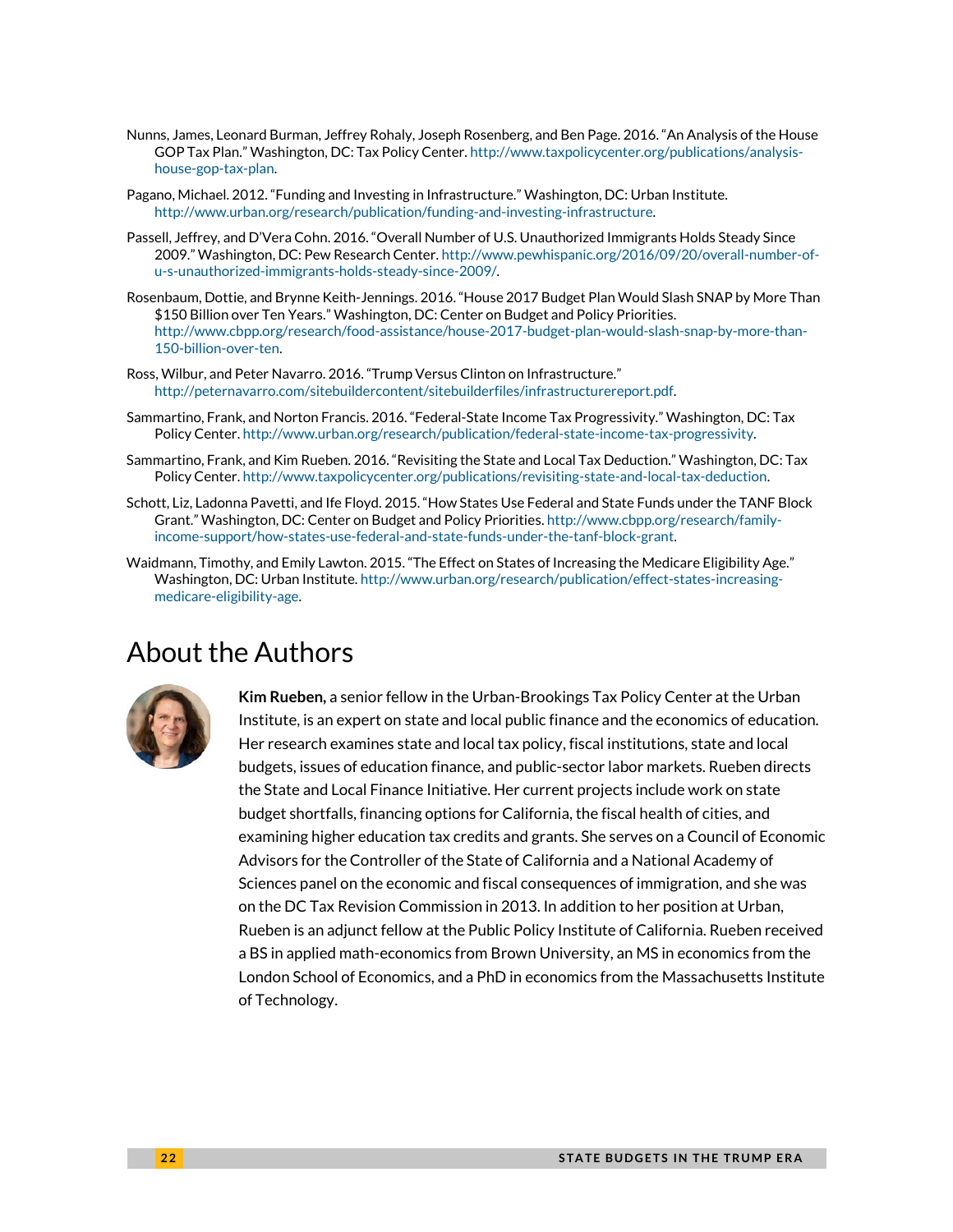Nunns, James, Leonard Burman, Jeffrey Rohaly, Joseph Rosenberg, and Ben Page. 2016. "An Analysis of the House GOP Tax Plan." Washington, DC: Tax Policy Center. http://www.taxpolicycenter.org/publications/analysis-house-gop-tax-plan.

Pagano, Michael. 2012. "Funding and Investing in Infrastructure." Washington, DC: Urban Institute. http://www.urban.org/research/publication/funding-and-investing-infrastructure.

Passell, Jeffrey, and D'Vera Cohn. 2016. "Overall Number of U.S. Unauthorized Immigrants Holds Steady Since 2009." Washington, DC: Pew Research Center. http://www.pewhispanic.org/2016/09/20/overall-number-of-u-s-unauthorized-immigrants-holds-steady-since-2009/.

Rosenbaum, Dottie, and Brynne Keith-Jennings. 2016. "House 2017 Budget Plan Would Slash SNAP by More Than $150 Billion over Ten Years." Washington, DC: Center on Budget and Policy Priorities. http://www.cbpp.org/research/food-assistance/house-2017-budget-plan-would-slash-snap-by-more-than-150-billion-over-ten.

Ross, Wilbur, and Peter Navarro. 2016. "Trump Versus Clinton on Infrastructure." http://peternavarro.com/sitebuildercontent/sitebuilderfiles/infrastructurereport.pdf.

Sammartino, Frank, and Norton Francis. 2016. "Federal-State Income Tax Progressivity." Washington, DC: Tax Policy Center. http://www.urban.org/research/publication/federal-state-income-tax-progressivity.

Sammartino, Frank, and Kim Rueben. 2016. "Revisiting the State and Local Tax Deduction." Washington, DC: Tax Policy Center. http://www.taxpolicycenter.org/publications/revisiting-state-and-local-tax-deduction.

Schott, Liz, Ladonna Pavetti, and Ife Floyd. 2015. "How States Use Federal and State Funds under the TANF Block Grant." Washington, DC: Center on Budget and Policy Priorities. http://www.cbpp.org/research/family-income-support/how-states-use-federal-and-state-funds-under-the-tanf-block-grant.

Waidmann, Timothy, and Emily Lawton. 2015. "The Effect on States of Increasing the Medicare Eligibility Age." Washington, DC: Urban Institute. http://www.urban.org/research/publication/effect-states-increasing-medicare-eligibility-age.

# About the Authors

**Kim Rueben,** a senior fellow in the Urban-Brookings Tax Policy Center at the Urban Institute, is an expert on state and local public finance and the economics of education. Her research examines state and local tax policy, fiscal institutions, state and local budgets, issues of education finance, and public-sector labor markets. Rueben directs the State and Local Finance Initiative. Her current projects include work on state budget shortfalls, financing options for California, the fiscal health of cities, and examining higher education tax credits and grants. She serves on a Council of Economic Advisors for the Controller of the State of California and a National Academy of Sciences panel on the economic and fiscal consequences of immigration, and she was on the DC Tax Revision Commission in 2013. In addition to her position at Urban, Rueben is an adjunct fellow at the Public Policy Institute of California. Rueben received a BS in applied math-economics from Brown University, an MS in economics from the London School of Economics, and a PhD in economics from the Massachusetts Institute of Technology.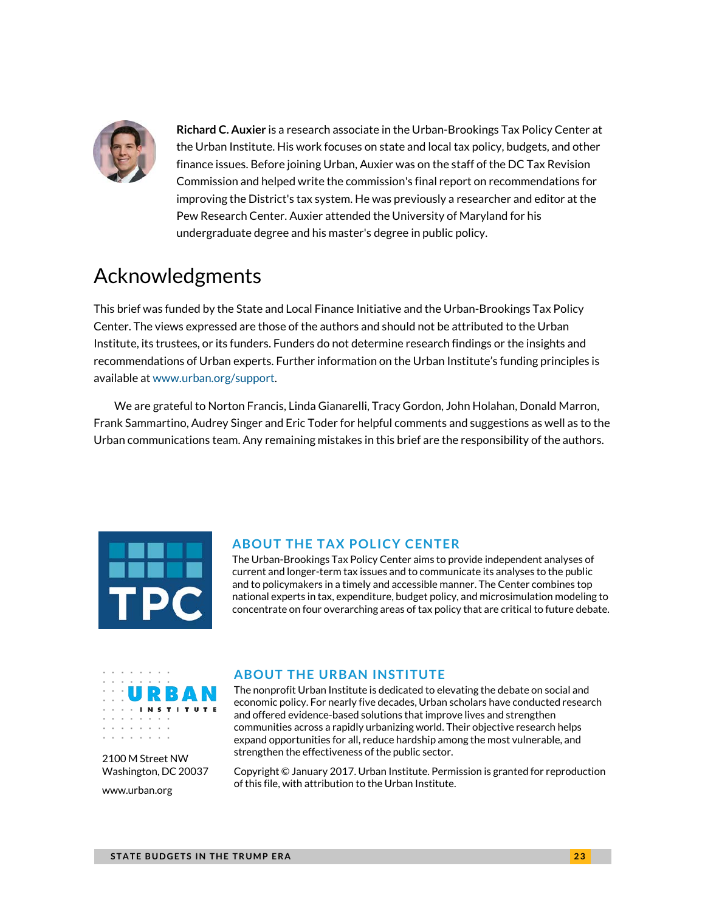**Richard C. Auxier** is a research associate in the Urban-Brookings Tax Policy Center at the Urban Institute. His work focuses on state and local tax policy, budgets, and other finance issues. Before joining Urban, Auxier was on the staff of the DC Tax Revision Commission and helped write the commission's final report on recommendations for improving the District's tax system. He was previously a researcher and editor at the Pew Research Center. Auxier attended the University of Maryland for his undergraduate degree and his master's degree in public policy.

# Acknowledgments

This brief was funded by the State and Local Finance Initiative and the Urban-Brookings Tax Policy Center. The views expressed are those of the authors and should not be attributed to the Urban Institute, its trustees, or its funders. Funders do not determine research findings or the insights and recommendations of Urban experts. Further information on the Urban Institute's funding principles is available at www.urban.org/support.

We are grateful to Norton Francis, Linda Gianarelli, Tracy Gordon, John Holahan, Donald Marron, Frank Sammartino, Audrey Singer and Eric Toder for helpful comments and suggestions as well as to the Urban communications team. Any remaining mistakes in this brief are the responsibility of the authors.

TPC

## ABOUT THE TAX POLICY CENTER

The Urban-Brookings Tax Policy Center aims to provide independent analyses of current and longer-term tax issues and to communicate its analyses to the public and to policymakers in a timely and accessible manner. The Center combines top national experts in tax, expenditure, budget policy, and microsimulation modeling to concentrate on four overarching areas of tax policy that are critical to future debate.

URBAN INSTITUTE

2100 M Street NW
Washington, DC 20037

www.urban.org

## ABOUT THE URBAN INSTITUTE

The nonprofit Urban Institute is dedicated to elevating the debate on social and economic policy. For nearly five decades, Urban scholars have conducted research and offered evidence-based solutions that improve lives and strengthen communities across a rapidly urbanizing world. Their objective research helps expand opportunities for all, reduce hardship among the most vulnerable, and strengthen the effectiveness of the public sector.

Copyright © January 2017. Urban Institute. Permission is granted for reproduction of this file, with attribution to the Urban Institute.